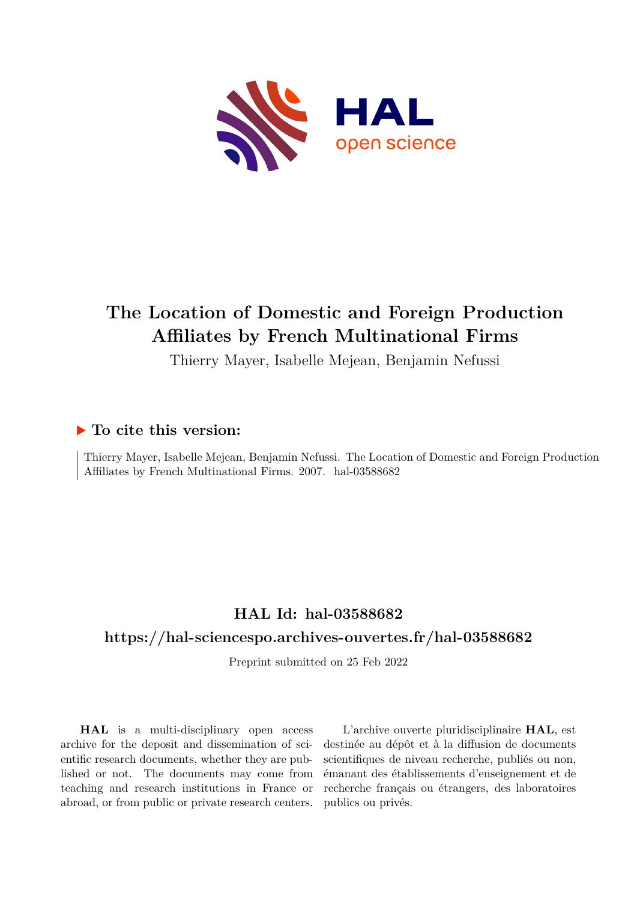# The Location of Domestic and Foreign Production Affiliates by French Multinational Firms

Thierry Mayer, Isabelle Mejean, Benjamin Nefussi

## ▶ To cite this version:

Thierry Mayer, Isabelle Mejean, Benjamin Nefussi. The Location of Domestic and Foreign Production Affiliates by French Multinational Firms. 2007. hal-03588682

## HAL Id: hal-03588682

## https://hal-sciencespo.archives-ouvertes.fr/hal-03588682

Preprint submitted on 25 Feb 2022

**HAL** is a multi-disciplinary open access archive for the deposit and dissemination of scientific research documents, whether they are published or not. The documents may come from teaching and research institutions in France or abroad, or from public or private research centers.

L'archive ouverte pluridisciplinaire **HAL**, est destinée au dépôt et à la diffusion de documents scientifiques de niveau recherche, publiés ou non, émanant des établissements d'enseignement et de recherche français ou étrangers, des laboratoires publics ou privés.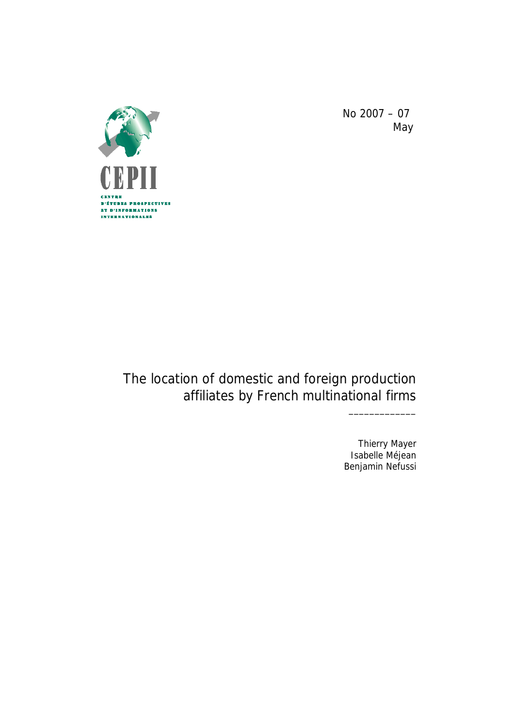No 2007 – 07
May

# The location of domestic and foreign production affiliates by French multinational firms

Thierry Mayer
Isabelle Méjean
Benjamin Nefussi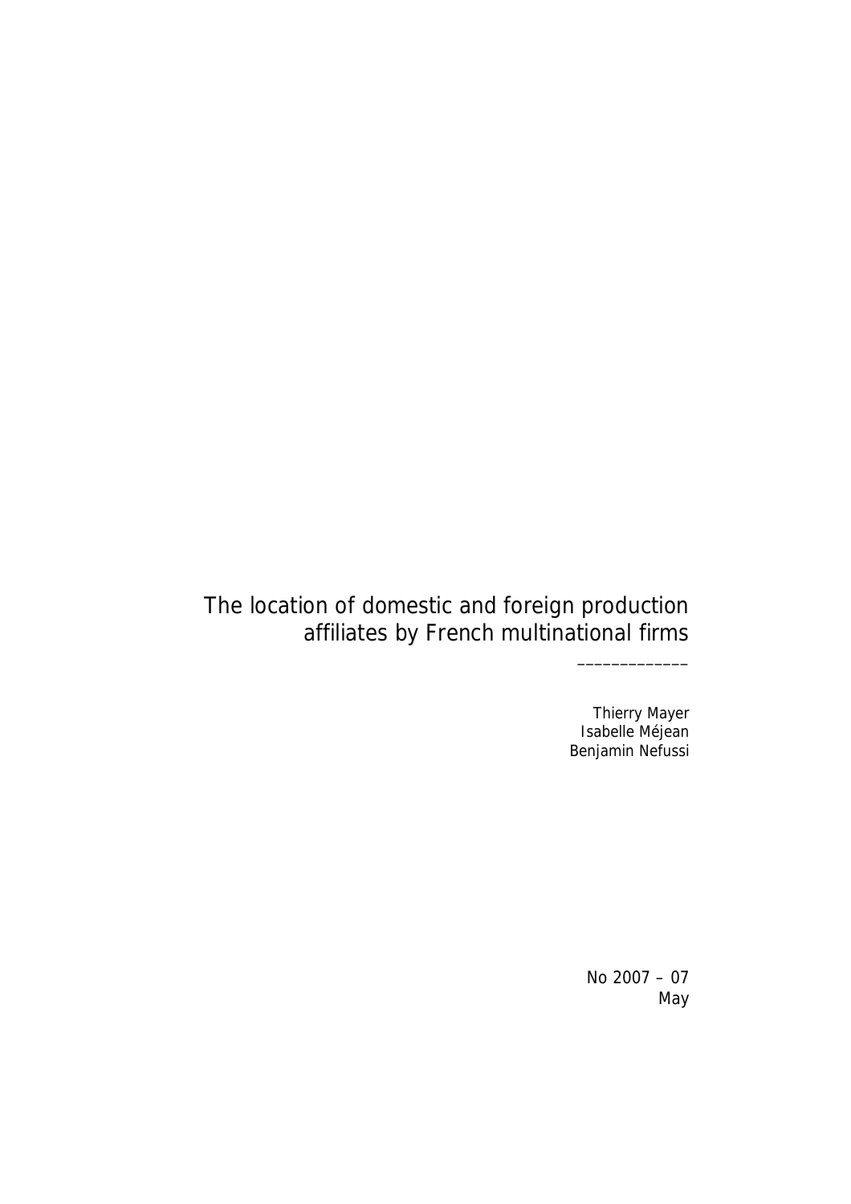# The location of domestic and foreign production affiliates by French multinational firms

_____________

Thierry Mayer
Isabelle Méjean
Benjamin Nefussi

No 2007 – 07
May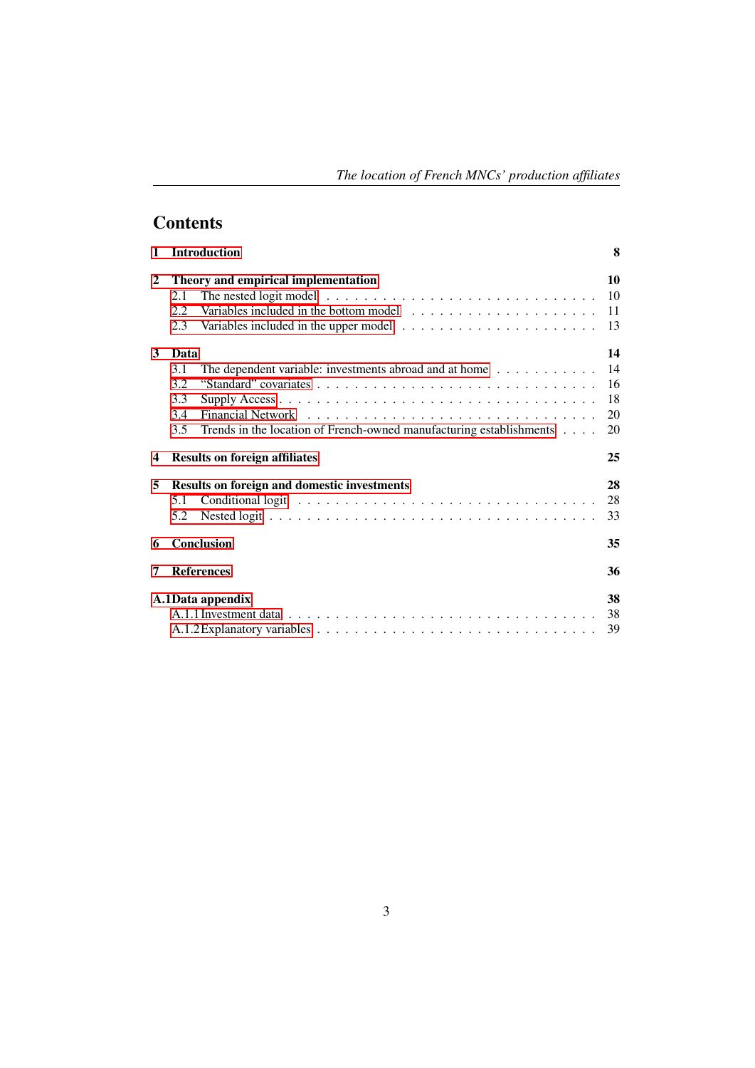# Contents

| | | |
|---|---|---|
| **1** | **Introduction** | **8** |
| **2** | **Theory and empirical implementation** | **10** |
| 2.1 | The nested logit model | 10 |
| 2.2 | Variables included in the bottom model | 11 |
| 2.3 | Variables included in the upper model | 13 |
| **3** | **Data** | **14** |
| 3.1 | The dependent variable: investments abroad and at home | 14 |
| 3.2 | "Standard" covariates | 16 |
| 3.3 | Supply Access | 18 |
| 3.4 | Financial Network | 20 |
| 3.5 | Trends in the location of French-owned manufacturing establishments | 20 |
| **4** | **Results on foreign affiliates** | **25** |
| **5** | **Results on foreign and domestic investments** | **28** |
| 5.1 | Conditional logit | 28 |
| 5.2 | Nested logit | 33 |
| **6** | **Conclusion** | **35** |
| **7** | **References** | **36** |
| **A.1** | **Data appendix** | **38** |
| A.1.1 | Investment data | 38 |
| A.1.2 | Explanatory variables | 39 |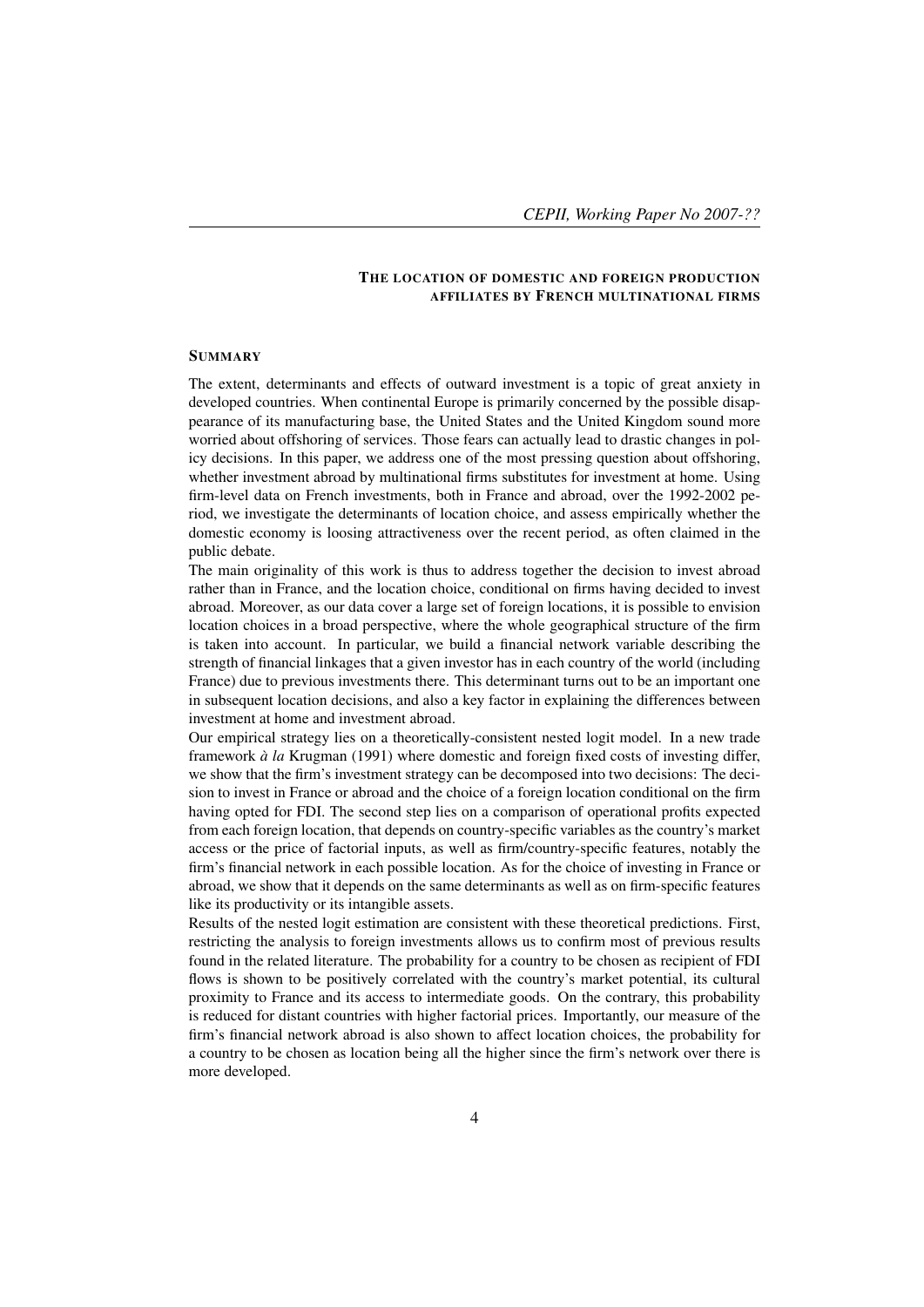## The location of domestic and foreign production affiliates by French multinational firms

### Summary

The extent, determinants and effects of outward investment is a topic of great anxiety in developed countries. When continental Europe is primarily concerned by the possible disappearance of its manufacturing base, the United States and the United Kingdom sound more worried about offshoring of services. Those fears can actually lead to drastic changes in policy decisions. In this paper, we address one of the most pressing question about offshoring, whether investment abroad by multinational firms substitutes for investment at home. Using firm-level data on French investments, both in France and abroad, over the 1992-2002 period, we investigate the determinants of location choice, and assess empirically whether the domestic economy is loosing attractiveness over the recent period, as often claimed in the public debate.

The main originality of this work is thus to address together the decision to invest abroad rather than in France, and the location choice, conditional on firms having decided to invest abroad. Moreover, as our data cover a large set of foreign locations, it is possible to envision location choices in a broad perspective, where the whole geographical structure of the firm is taken into account. In particular, we build a financial network variable describing the strength of financial linkages that a given investor has in each country of the world (including France) due to previous investments there. This determinant turns out to be an important one in subsequent location decisions, and also a key factor in explaining the differences between investment at home and investment abroad.

Our empirical strategy lies on a theoretically-consistent nested logit model. In a new trade framework *à la* Krugman (1991) where domestic and foreign fixed costs of investing differ, we show that the firm's investment strategy can be decomposed into two decisions: The decision to invest in France or abroad and the choice of a foreign location conditional on the firm having opted for FDI. The second step lies on a comparison of operational profits expected from each foreign location, that depends on country-specific variables as the country's market access or the price of factorial inputs, as well as firm/country-specific features, notably the firm's financial network in each possible location. As for the choice of investing in France or abroad, we show that it depends on the same determinants as well as on firm-specific features like its productivity or its intangible assets.

Results of the nested logit estimation are consistent with these theoretical predictions. First, restricting the analysis to foreign investments allows us to confirm most of previous results found in the related literature. The probability for a country to be chosen as recipient of FDI flows is shown to be positively correlated with the country's market potential, its cultural proximity to France and its access to intermediate goods. On the contrary, this probability is reduced for distant countries with higher factorial prices. Importantly, our measure of the firm's financial network abroad is also shown to affect location choices, the probability for a country to be chosen as location being all the higher since the firm's network over there is more developed.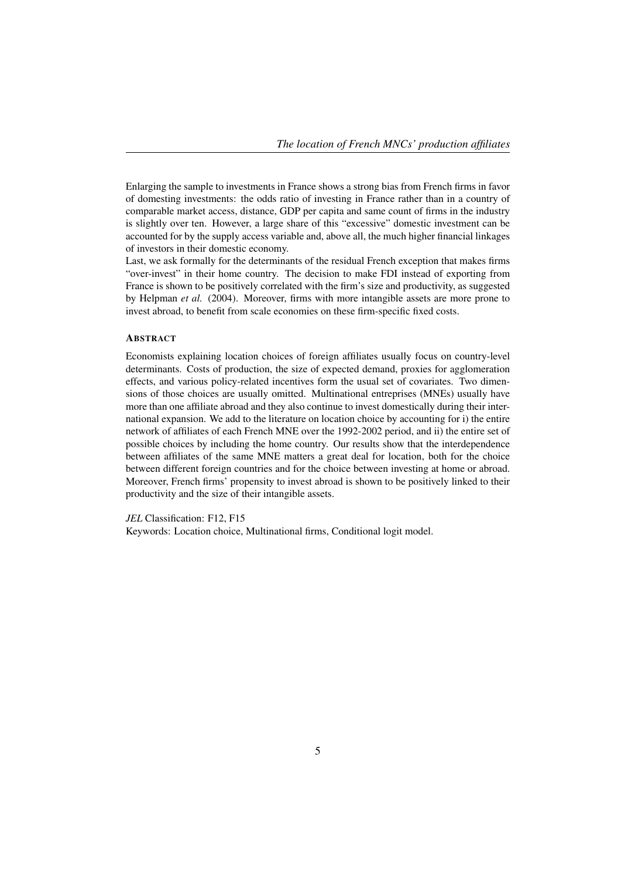Enlarging the sample to investments in France shows a strong bias from French firms in favor of domesting investments: the odds ratio of investing in France rather than in a country of comparable market access, distance, GDP per capita and same count of firms in the industry is slightly over ten. However, a large share of this "excessive" domestic investment can be accounted for by the supply access variable and, above all, the much higher financial linkages of investors in their domestic economy.
Last, we ask formally for the determinants of the residual French exception that makes firms "over-invest" in their home country. The decision to make FDI instead of exporting from France is shown to be positively correlated with the firm's size and productivity, as suggested by Helpman *et al.* (2004). Moreover, firms with more intangible assets are more prone to invest abroad, to benefit from scale economies on these firm-specific fixed costs.

## ABSTRACT

Economists explaining location choices of foreign affiliates usually focus on country-level determinants. Costs of production, the size of expected demand, proxies for agglomeration effects, and various policy-related incentives form the usual set of covariates. Two dimensions of those choices are usually omitted. Multinational entreprises (MNEs) usually have more than one affiliate abroad and they also continue to invest domestically during their international expansion. We add to the literature on location choice by accounting for i) the entire network of affiliates of each French MNE over the 1992-2002 period, and ii) the entire set of possible choices by including the home country. Our results show that the interdependence between affiliates of the same MNE matters a great deal for location, both for the choice between different foreign countries and for the choice between investing at home or abroad. Moreover, French firms' propensity to invest abroad is shown to be positively linked to their productivity and the size of their intangible assets.

*JEL* Classification: F12, F15
Keywords: Location choice, Multinational firms, Conditional logit model.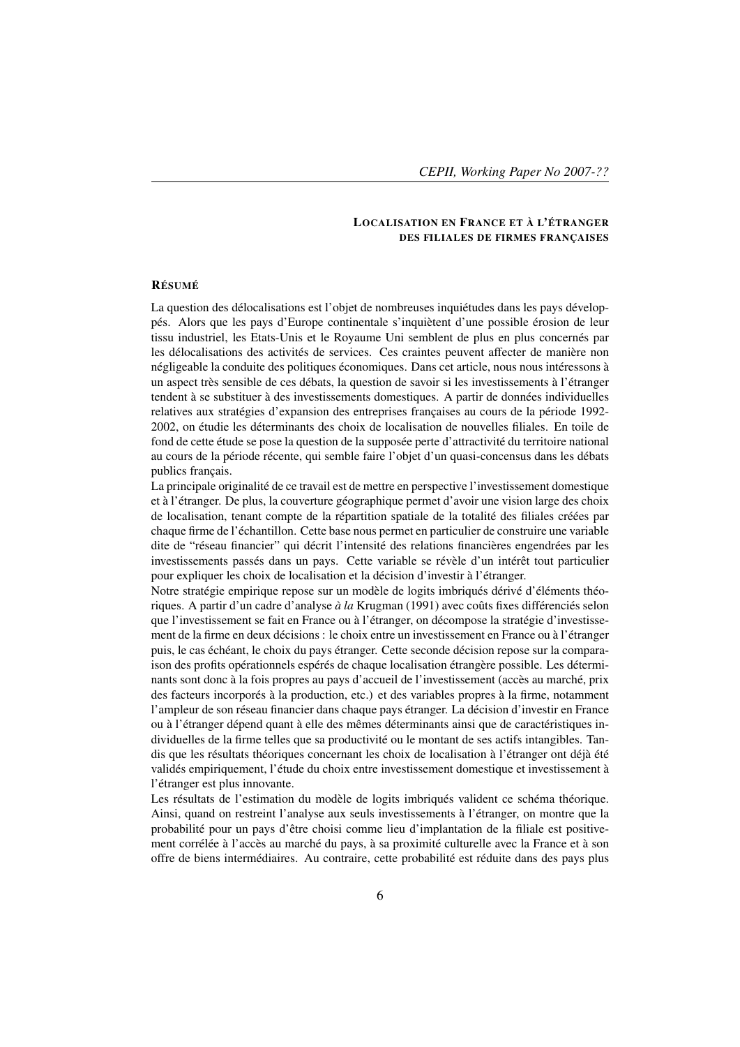### LOCALISATION EN FRANCE ET À L'ÉTRANGER DES FILIALES DE FIRMES FRANÇAISES

#### RÉSUMÉ

La question des délocalisations est l'objet de nombreuses inquiétudes dans les pays développés. Alors que les pays d'Europe continentale s'inquiètent d'une possible érosion de leur tissu industriel, les Etats-Unis et le Royaume Uni semblent de plus en plus concernés par les délocalisations des activités de services. Ces craintes peuvent affecter de manière non négligeable la conduite des politiques économiques. Dans cet article, nous nous intéressons à un aspect très sensible de ces débats, la question de savoir si les investissements à l'étranger tendent à se substituer à des investissements domestiques. A partir de données individuelles relatives aux stratégies d'expansion des entreprises françaises au cours de la période 1992-2002, on étudie les déterminants des choix de localisation de nouvelles filiales. En toile de fond de cette étude se pose la question de la supposée perte d'attractivité du territoire national au cours de la période récente, qui semble faire l'objet d'un quasi-concensus dans les débats publics français.

La principale originalité de ce travail est de mettre en perspective l'investissement domestique et à l'étranger. De plus, la couverture géographique permet d'avoir une vision large des choix de localisation, tenant compte de la répartition spatiale de la totalité des filiales créées par chaque firme de l'échantillon. Cette base nous permet en particulier de construire une variable dite de "réseau financier" qui décrit l'intensité des relations financières engendrées par les investissements passés dans un pays. Cette variable se révèle d'un intérêt tout particulier pour expliquer les choix de localisation et la décision d'investir à l'étranger.

Notre stratégie empirique repose sur un modèle de logits imbriqués dérivé d'éléments théoriques. A partir d'un cadre d'analyse *à la* Krugman (1991) avec coûts fixes différenciés selon que l'investissement se fait en France ou à l'étranger, on décompose la stratégie d'investissement de la firme en deux décisions : le choix entre un investissement en France ou à l'étranger puis, le cas échéant, le choix du pays étranger. Cette seconde décision repose sur la comparaison des profits opérationnels espérés de chaque localisation étrangère possible. Les déterminants sont donc à la fois propres au pays d'accueil de l'investissement (accès au marché, prix des facteurs incorporés à la production, etc.) et des variables propres à la firme, notamment l'ampleur de son réseau financier dans chaque pays étranger. La décision d'investir en France ou à l'étranger dépend quant à elle des mêmes déterminants ainsi que de caractéristiques individuelles de la firme telles que sa productivité ou le montant de ses actifs intangibles. Tandis que les résultats théoriques concernant les choix de localisation à l'étranger ont déjà été validés empiriquement, l'étude du choix entre investissement domestique et investissement à l'étranger est plus innovante.

Les résultats de l'estimation du modèle de logits imbriqués valident ce schéma théorique. Ainsi, quand on restreint l'analyse aux seuls investissements à l'étranger, on montre que la probabilité pour un pays d'être choisi comme lieu d'implantation de la filiale est positivement corrélée à l'accès au marché du pays, à sa proximité culturelle avec la France et à son offre de biens intermédiaires. Au contraire, cette probabilité est réduite dans des pays plus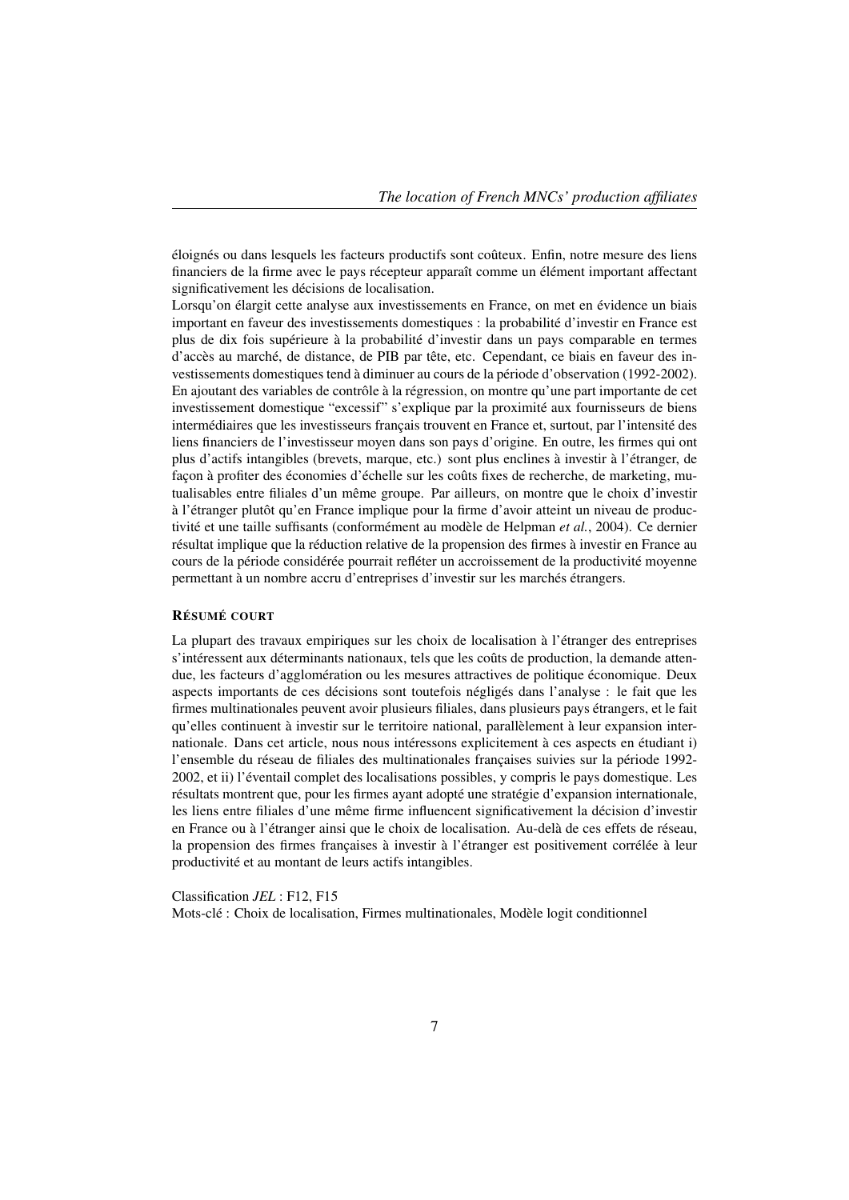éloignés ou dans lesquels les facteurs productifs sont coûteux. Enfin, notre mesure des liens financiers de la firme avec le pays récepteur apparaît comme un élément important affectant significativement les décisions de localisation.

Lorsqu'on élargit cette analyse aux investissements en France, on met en évidence un biais important en faveur des investissements domestiques : la probabilité d'investir en France est plus de dix fois supérieure à la probabilité d'investir dans un pays comparable en termes d'accès au marché, de distance, de PIB par tête, etc. Cependant, ce biais en faveur des investissements domestiques tend à diminuer au cours de la période d'observation (1992-2002). En ajoutant des variables de contrôle à la régression, on montre qu'une part importante de cet investissement domestique "excessif" s'explique par la proximité aux fournisseurs de biens intermédiaires que les investisseurs français trouvent en France et, surtout, par l'intensité des liens financiers de l'investisseur moyen dans son pays d'origine. En outre, les firmes qui ont plus d'actifs intangibles (brevets, marque, etc.) sont plus enclines à investir à l'étranger, de façon à profiter des économies d'échelle sur les coûts fixes de recherche, de marketing, mutualisables entre filiales d'un même groupe. Par ailleurs, on montre que le choix d'investir à l'étranger plutôt qu'en France implique pour la firme d'avoir atteint un niveau de productivité et une taille suffisants (conformément au modèle de Helpman *et al.*, 2004). Ce dernier résultat implique que la réduction relative de la propension des firmes à investir en France au cours de la période considérée pourrait refléter un accroissement de la productivité moyenne permettant à un nombre accru d'entreprises d'investir sur les marchés étrangers.

### RÉSUMÉ COURT

La plupart des travaux empiriques sur les choix de localisation à l'étranger des entreprises s'intéressent aux déterminants nationaux, tels que les coûts de production, la demande attendue, les facteurs d'agglomération ou les mesures attractives de politique économique. Deux aspects importants de ces décisions sont toutefois négligés dans l'analyse : le fait que les firmes multinationales peuvent avoir plusieurs filiales, dans plusieurs pays étrangers, et le fait qu'elles continuent à investir sur le territoire national, parallèlement à leur expansion internationale. Dans cet article, nous nous intéressons explicitement à ces aspects en étudiant i) l'ensemble du réseau de filiales des multinationales françaises suivies sur la période 1992-2002, et ii) l'éventail complet des localisations possibles, y compris le pays domestique. Les résultats montrent que, pour les firmes ayant adopté une stratégie d'expansion internationale, les liens entre filiales d'une même firme influencent significativement la décision d'investir en France ou à l'étranger ainsi que le choix de localisation. Au-delà de ces effets de réseau, la propension des firmes françaises à investir à l'étranger est positivement corrélée à leur productivité et au montant de leurs actifs intangibles.

Classification *JEL* : F12, F15
Mots-clé : Choix de localisation, Firmes multinationales, Modèle logit conditionnel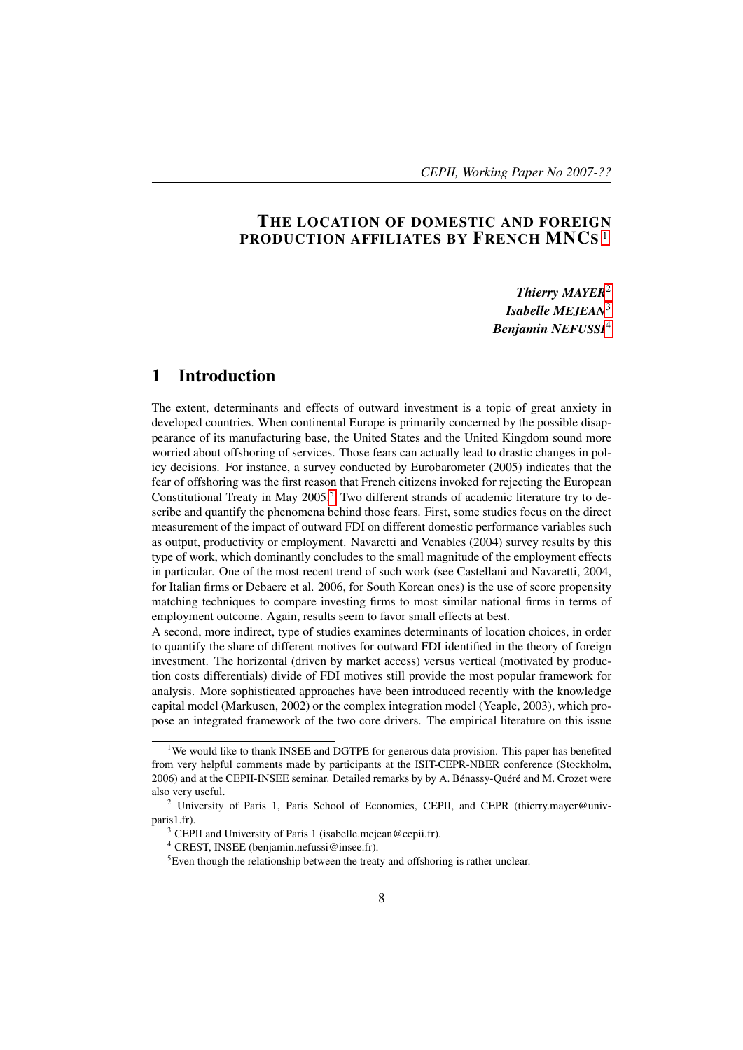# THE LOCATION OF DOMESTIC AND FOREIGN PRODUCTION AFFILIATES BY FRENCH MNCS [1]

***Thierry MAYER*** [2]
***Isabelle MEJEAN*** [3]
***Benjamin NEFUSSI*** [4]

## 1 Introduction

The extent, determinants and effects of outward investment is a topic of great anxiety in developed countries. When continental Europe is primarily concerned by the possible disappearance of its manufacturing base, the United States and the United Kingdom sound more worried about offshoring of services. Those fears can actually lead to drastic changes in policy decisions. For instance, a survey conducted by Eurobarometer (2005) indicates that the fear of offshoring was the first reason that French citizens invoked for rejecting the European Constitutional Treaty in May 2005.[5] Two different strands of academic literature try to describe and quantify the phenomena behind those fears. First, some studies focus on the direct measurement of the impact of outward FDI on different domestic performance variables such as output, productivity or employment. Navaretti and Venables (2004) survey results by this type of work, which dominantly concludes to the small magnitude of the employment effects in particular. One of the most recent trend of such work (see Castellani and Navaretti, 2004, for Italian firms or Debaere et al. 2006, for South Korean ones) is the use of score propensity matching techniques to compare investing firms to most similar national firms in terms of employment outcome. Again, results seem to favor small effects at best.

A second, more indirect, type of studies examines determinants of location choices, in order to quantify the share of different motives for outward FDI identified in the theory of foreign investment. The horizontal (driven by market access) versus vertical (motivated by production costs differentials) divide of FDI motives still provide the most popular framework for analysis. More sophisticated approaches have been introduced recently with the knowledge capital model (Markusen, 2002) or the complex integration model (Yeaple, 2003), which propose an integrated framework of the two core drivers. The empirical literature on this issue

---

[1] We would like to thank INSEE and DGTPE for generous data provision. This paper has benefited from very helpful comments made by participants at the ISIT-CEPR-NBER conference (Stockholm, 2006) and at the CEPII-INSEE seminar. Detailed remarks by by A. Bénassy-Quéré and M. Crozet were also very useful.

[2] University of Paris 1, Paris School of Economics, CEPII, and CEPR (thierry.mayer@univ-paris1.fr).

[3] CEPII and University of Paris 1 (isabelle.mejean@cepii.fr).

[4] CREST, INSEE (benjamin.nefussi@insee.fr).

[5] Even though the relationship between the treaty and offshoring is rather unclear.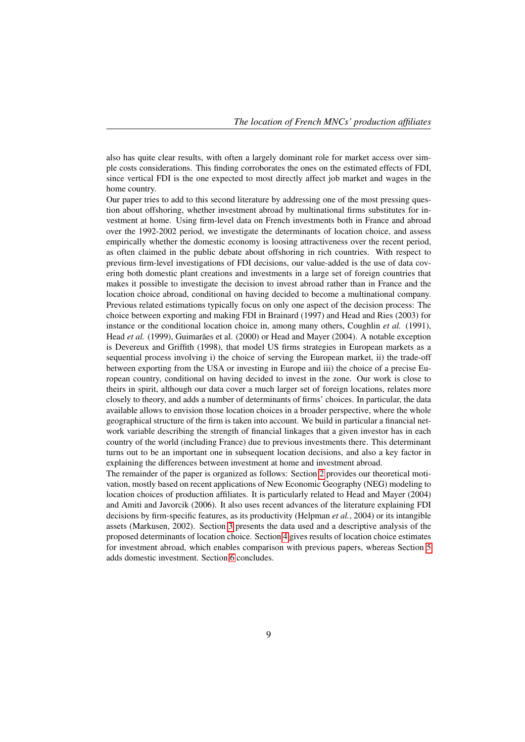also has quite clear results, with often a largely dominant role for market access over simple costs considerations. This finding corroborates the ones on the estimated effects of FDI, since vertical FDI is the one expected to most directly affect job market and wages in the home country.

Our paper tries to add to this second literature by addressing one of the most pressing question about offshoring, whether investment abroad by multinational firms substitutes for investment at home. Using firm-level data on French investments both in France and abroad over the 1992-2002 period, we investigate the determinants of location choice, and assess empirically whether the domestic economy is loosing attractiveness over the recent period, as often claimed in the public debate about offshoring in rich countries. With respect to previous firm-level investigations of FDI decisions, our value-added is the use of data covering both domestic plant creations and investments in a large set of foreign countries that makes it possible to investigate the decision to invest abroad rather than in France and the location choice abroad, conditional on having decided to become a multinational company. Previous related estimations typically focus on only one aspect of the decision process: The choice between exporting and making FDI in Brainard (1997) and Head and Ries (2003) for instance or the conditional location choice in, among many others, Coughlin *et al.* (1991), Head *et al.* (1999), Guimarães et al. (2000) or Head and Mayer (2004). A notable exception is Devereux and Griffith (1998), that model US firms strategies in European markets as a sequential process involving i) the choice of serving the European market, ii) the trade-off between exporting from the USA or investing in Europe and iii) the choice of a precise European country, conditional on having decided to invest in the zone. Our work is close to theirs in spirit, although our data cover a much larger set of foreign locations, relates more closely to theory, and adds a number of determinants of firms' choices. In particular, the data available allows to envision those location choices in a broader perspective, where the whole geographical structure of the firm is taken into account. We build in particular a financial network variable describing the strength of financial linkages that a given investor has in each country of the world (including France) due to previous investments there. This determinant turns out to be an important one in subsequent location decisions, and also a key factor in explaining the differences between investment at home and investment abroad.

The remainder of the paper is organized as follows: Section 2 provides our theoretical motivation, mostly based on recent applications of New Economic Geography (NEG) modeling to location choices of production affiliates. It is particularly related to Head and Mayer (2004) and Amiti and Javorcik (2006). It also uses recent advances of the literature explaining FDI decisions by firm-specific features, as its productivity (Helpman *et al.*, 2004) or its intangible assets (Markusen, 2002). Section 3 presents the data used and a descriptive analysis of the proposed determinants of location choice. Section 4 gives results of location choice estimates for investment abroad, which enables comparison with previous papers, whereas Section 5 adds domestic investment. Section 6 concludes.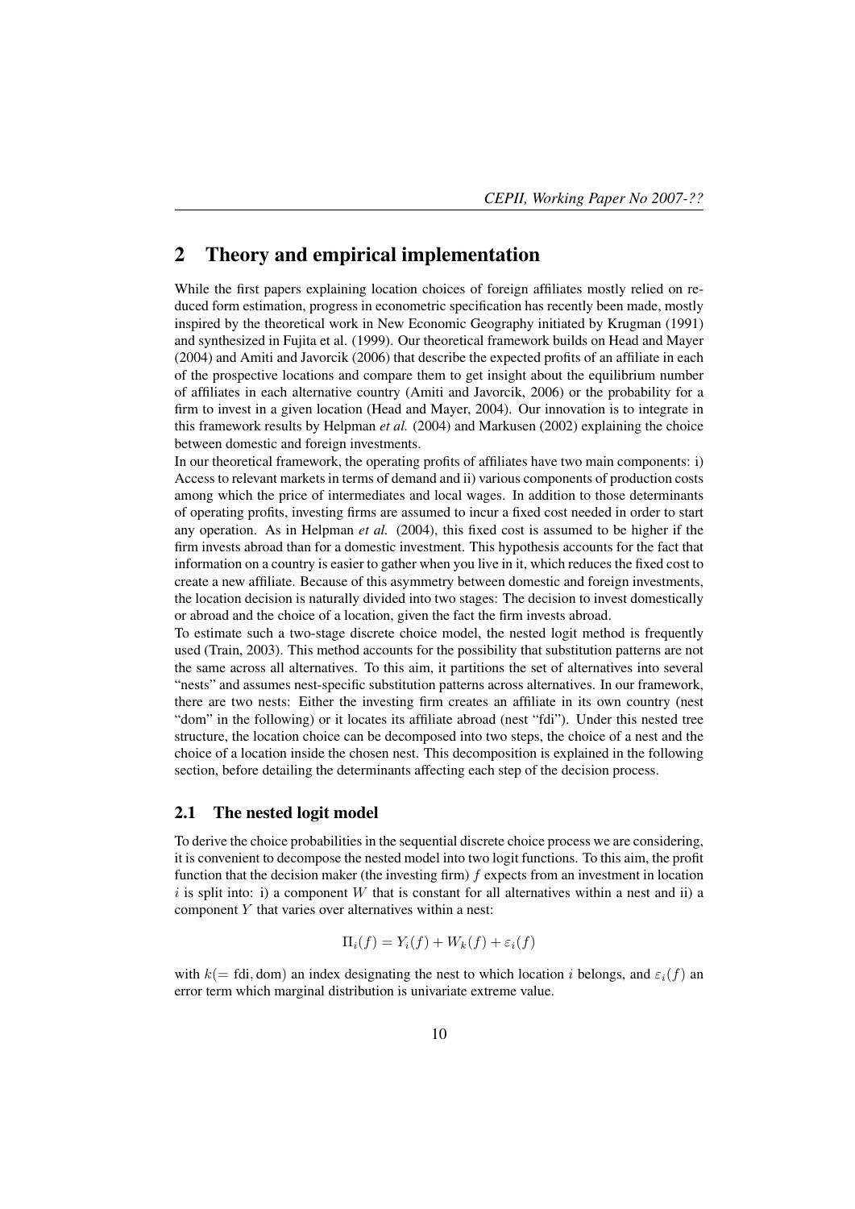## 2 Theory and empirical implementation

While the first papers explaining location choices of foreign affiliates mostly relied on reduced form estimation, progress in econometric specification has recently been made, mostly inspired by the theoretical work in New Economic Geography initiated by Krugman (1991) and synthesized in Fujita et al. (1999). Our theoretical framework builds on Head and Mayer (2004) and Amiti and Javorcik (2006) that describe the expected profits of an affiliate in each of the prospective locations and compare them to get insight about the equilibrium number of affiliates in each alternative country (Amiti and Javorcik, 2006) or the probability for a firm to invest in a given location (Head and Mayer, 2004). Our innovation is to integrate in this framework results by Helpman *et al.* (2004) and Markusen (2002) explaining the choice between domestic and foreign investments.

In our theoretical framework, the operating profits of affiliates have two main components: i) Access to relevant markets in terms of demand and ii) various components of production costs among which the price of intermediates and local wages. In addition to those determinants of operating profits, investing firms are assumed to incur a fixed cost needed in order to start any operation. As in Helpman *et al.* (2004), this fixed cost is assumed to be higher if the firm invests abroad than for a domestic investment. This hypothesis accounts for the fact that information on a country is easier to gather when you live in it, which reduces the fixed cost to create a new affiliate. Because of this asymmetry between domestic and foreign investments, the location decision is naturally divided into two stages: The decision to invest domestically or abroad and the choice of a location, given the fact the firm invests abroad.

To estimate such a two-stage discrete choice model, the nested logit method is frequently used (Train, 2003). This method accounts for the possibility that substitution patterns are not the same across all alternatives. To this aim, it partitions the set of alternatives into several "nests" and assumes nest-specific substitution patterns across alternatives. In our framework, there are two nests: Either the investing firm creates an affiliate in its own country (nest "dom" in the following) or it locates its affiliate abroad (nest "fdi"). Under this nested tree structure, the location choice can be decomposed into two steps, the choice of a nest and the choice of a location inside the chosen nest. This decomposition is explained in the following section, before detailing the determinants affecting each step of the decision process.

### 2.1 The nested logit model

To derive the choice probabilities in the sequential discrete choice process we are considering, it is convenient to decompose the nested model into two logit functions. To this aim, the profit function that the decision maker (the investing firm) $f$ expects from an investment in location $i$ is split into: i) a component $W$ that is constant for all alternatives within a nest and ii) a component $Y$ that varies over alternatives within a nest:

$$\Pi_i(f) = Y_i(f) + W_k(f) + \varepsilon_i(f)$$

with $k(=\text{fdi}, \text{dom})$ an index designating the nest to which location $i$ belongs, and $\varepsilon_i(f)$ an error term which marginal distribution is univariate extreme value.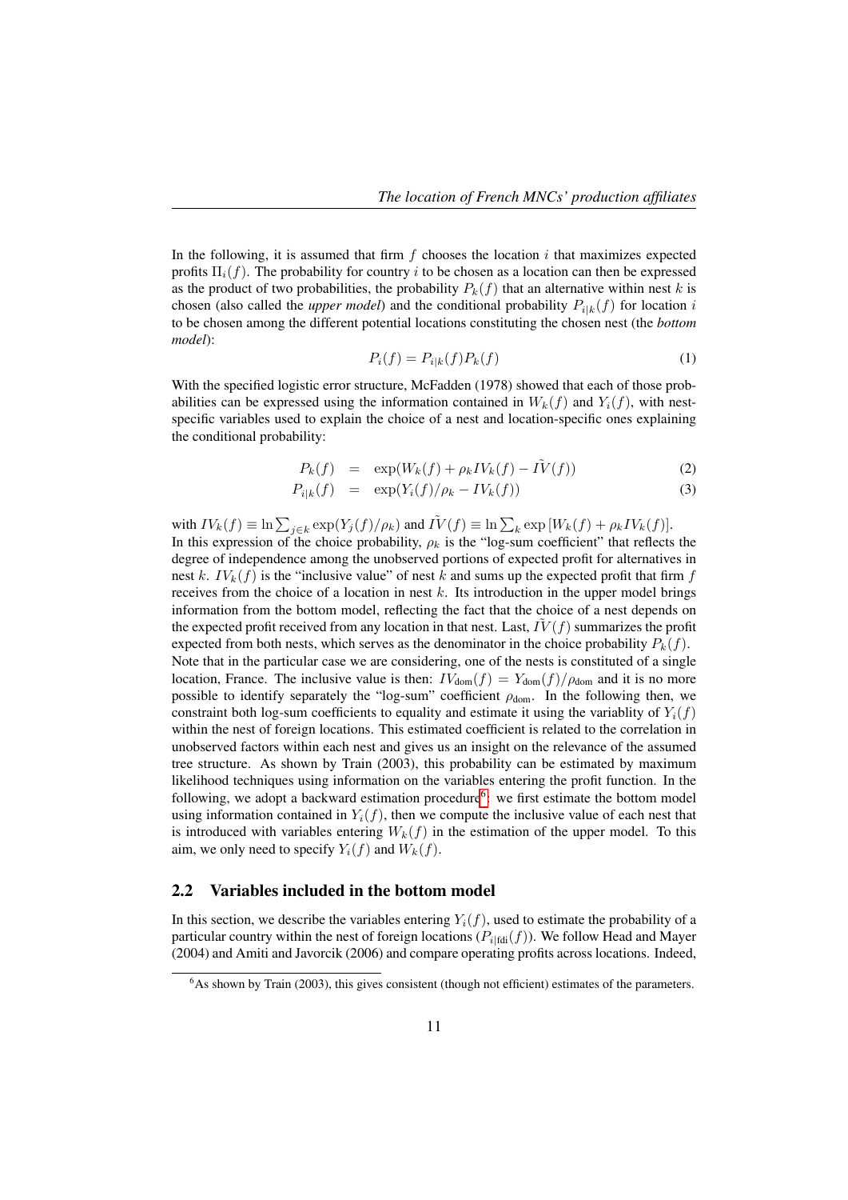In the following, it is assumed that firm $f$ chooses the location $i$ that maximizes expected profits $\Pi_i(f)$. The probability for country $i$ to be chosen as a location can then be expressed as the product of two probabilities, the probability $P_k(f)$ that an alternative within nest $k$ is chosen (also called the *upper model*) and the conditional probability $P_{i|k}(f)$ for location $i$ to be chosen among the different potential locations constituting the chosen nest (the *bottom model*):

$$P_i(f) = P_{i|k}(f)P_k(f) \tag{1}$$

With the specified logistic error structure, McFadden (1978) showed that each of those probabilities can be expressed using the information contained in $W_k(f)$ and $Y_i(f)$, with nest-specific variables used to explain the choice of a nest and location-specific ones explaining the conditional probability:

$$P_k(f) = \exp(W_k(f) + \rho_k IV_k(f) - \tilde{IV}(f)) \tag{2}$$

$$P_{i|k}(f) = \exp(Y_i(f)/\rho_k - IV_k(f)) \tag{3}$$

with $IV_k(f) \equiv \ln \sum_{j \in k} \exp(Y_j(f)/\rho_k)$ and $\tilde{IV}(f) \equiv \ln \sum_k \exp\left[W_k(f) + \rho_k IV_k(f)\right]$.

In this expression of the choice probability, $\rho_k$ is the "log-sum coefficient" that reflects the degree of independence among the unobserved portions of expected profit for alternatives in nest $k$. $IV_k(f)$ is the "inclusive value" of nest $k$ and sums up the expected profit that firm $f$ receives from the choice of a location in nest $k$. Its introduction in the upper model brings information from the bottom model, reflecting the fact that the choice of a nest depends on the expected profit received from any location in that nest. Last, $\tilde{IV}(f)$ summarizes the profit expected from both nests, which serves as the denominator in the choice probability $P_k(f)$.

Note that in the particular case we are considering, one of the nests is constituted of a single location, France. The inclusive value is then: $IV_{\text{dom}}(f) = Y_{\text{dom}}(f)/\rho_{\text{dom}}$ and it is no more possible to identify separately the "log-sum" coefficient $\rho_{\text{dom}}$. In the following then, we constraint both log-sum coefficients to equality and estimate it using the variablity of $Y_i(f)$ within the nest of foreign locations. This estimated coefficient is related to the correlation in unobserved factors within each nest and gives us an insight on the relevance of the assumed tree structure. As shown by Train (2003), this probability can be estimated by maximum likelihood techniques using information on the variables entering the profit function. In the following, we adopt a backward estimation procedure[6]: we first estimate the bottom model using information contained in $Y_i(f)$, then we compute the inclusive value of each nest that is introduced with variables entering $W_k(f)$ in the estimation of the upper model. To this aim, we only need to specify $Y_i(f)$ and $W_k(f)$.

## 2.2 Variables included in the bottom model

In this section, we describe the variables entering $Y_i(f)$, used to estimate the probability of a particular country within the nest of foreign locations ($P_{i|\text{fdi}}(f)$). We follow Head and Mayer (2004) and Amiti and Javorcik (2006) and compare operating profits across locations. Indeed,

[6] As shown by Train (2003), this gives consistent (though not efficient) estimates of the parameters.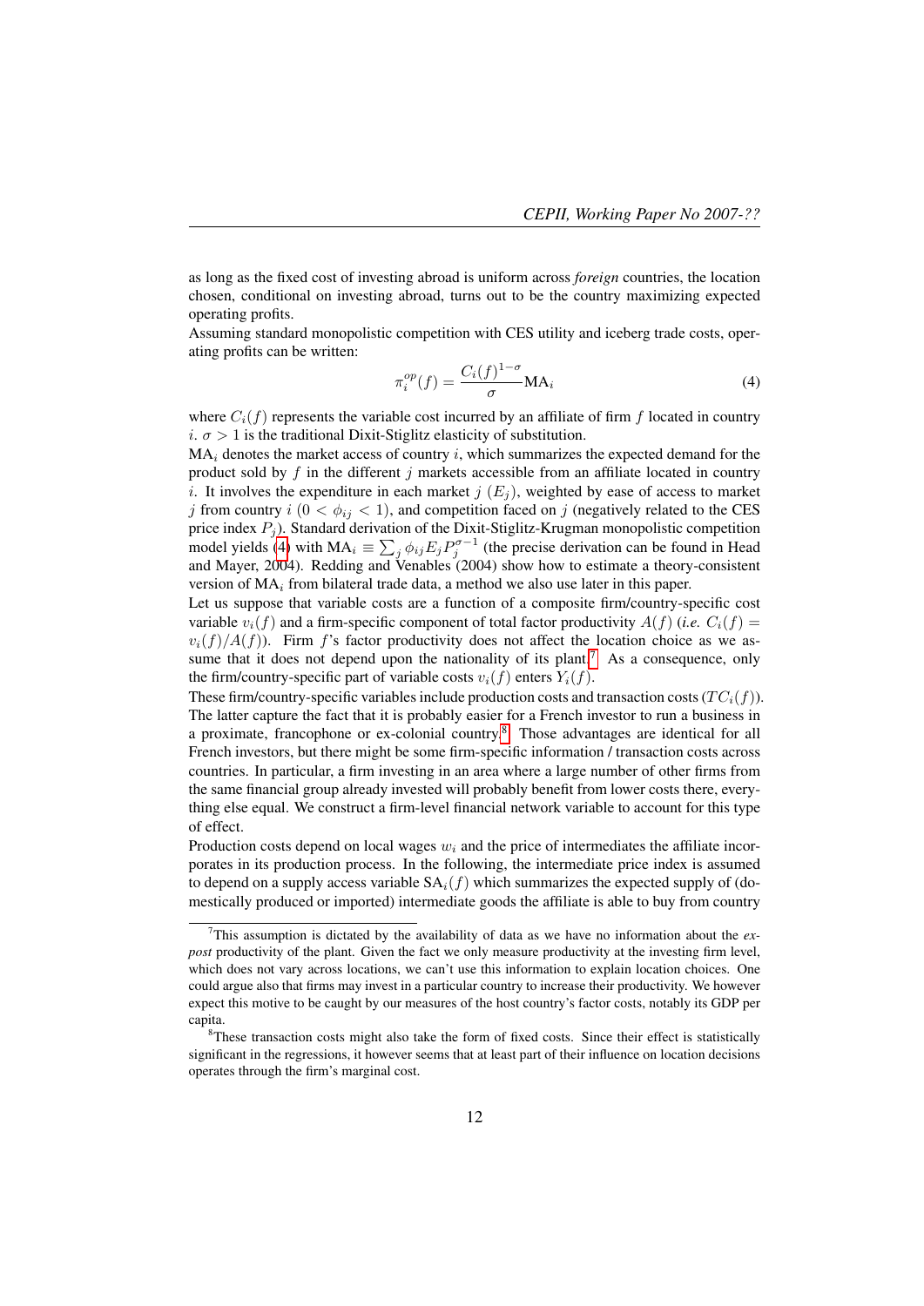as long as the fixed cost of investing abroad is uniform across *foreign* countries, the location chosen, conditional on investing abroad, turns out to be the country maximizing expected operating profits.
Assuming standard monopolistic competition with CES utility and iceberg trade costs, operating profits can be written:

$$\pi_i^{op}(f) = \frac{C_i(f)^{1-\sigma}}{\sigma}\text{MA}_i \tag{4}$$

where $C_i(f)$ represents the variable cost incurred by an affiliate of firm $f$ located in country $i$. $\sigma > 1$ is the traditional Dixit-Stiglitz elasticity of substitution.
$\text{MA}_i$ denotes the market access of country $i$, which summarizes the expected demand for the product sold by $f$ in the different $j$ markets accessible from an affiliate located in country $i$. It involves the expenditure in each market $j$ ($E_j$), weighted by ease of access to market $j$ from country $i$ ($0 < \phi_{ij} < 1$), and competition faced on $j$ (negatively related to the CES price index $P_j$). Standard derivation of the Dixit-Stiglitz-Krugman monopolistic competition model yields (4) with $\text{MA}_i \equiv \sum_j \phi_{ij} E_j P_j^{\sigma-1}$ (the precise derivation can be found in Head and Mayer, 2004). Redding and Venables (2004) show how to estimate a theory-consistent version of $\text{MA}_i$ from bilateral trade data, a method we also use later in this paper.
Let us suppose that variable costs are a function of a composite firm/country-specific cost variable $v_i(f)$ and a firm-specific component of total factor productivity $A(f)$ (*i.e.* $C_i(f) = v_i(f)/A(f)$). Firm $f$'s factor productivity does not affect the location choice as we assume that it does not depend upon the nationality of its plant.[7] As a consequence, only the firm/country-specific part of variable costs $v_i(f)$ enters $Y_i(f)$.
These firm/country-specific variables include production costs and transaction costs ($TC_i(f)$). The latter capture the fact that it is probably easier for a French investor to run a business in a proximate, francophone or ex-colonial country.[8] Those advantages are identical for all French investors, but there might be some firm-specific information / transaction costs across countries. In particular, a firm investing in an area where a large number of other firms from the same financial group already invested will probably benefit from lower costs there, everything else equal. We construct a firm-level financial network variable to account for this type of effect.
Production costs depend on local wages $w_i$ and the price of intermediates the affiliate incorporates in its production process. In the following, the intermediate price index is assumed to depend on a supply access variable $\text{SA}_i(f)$ which summarizes the expected supply of (domestically produced or imported) intermediate goods the affiliate is able to buy from country

[7] This assumption is dictated by the availability of data as we have no information about the *ex-post* productivity of the plant. Given the fact we only measure productivity at the investing firm level, which does not vary across locations, we can't use this information to explain location choices. One could argue also that firms may invest in a particular country to increase their productivity. We however expect this motive to be caught by our measures of the host country's factor costs, notably its GDP per capita.

[8] These transaction costs might also take the form of fixed costs. Since their effect is statistically significant in the regressions, it however seems that at least part of their influence on location decisions operates through the firm's marginal cost.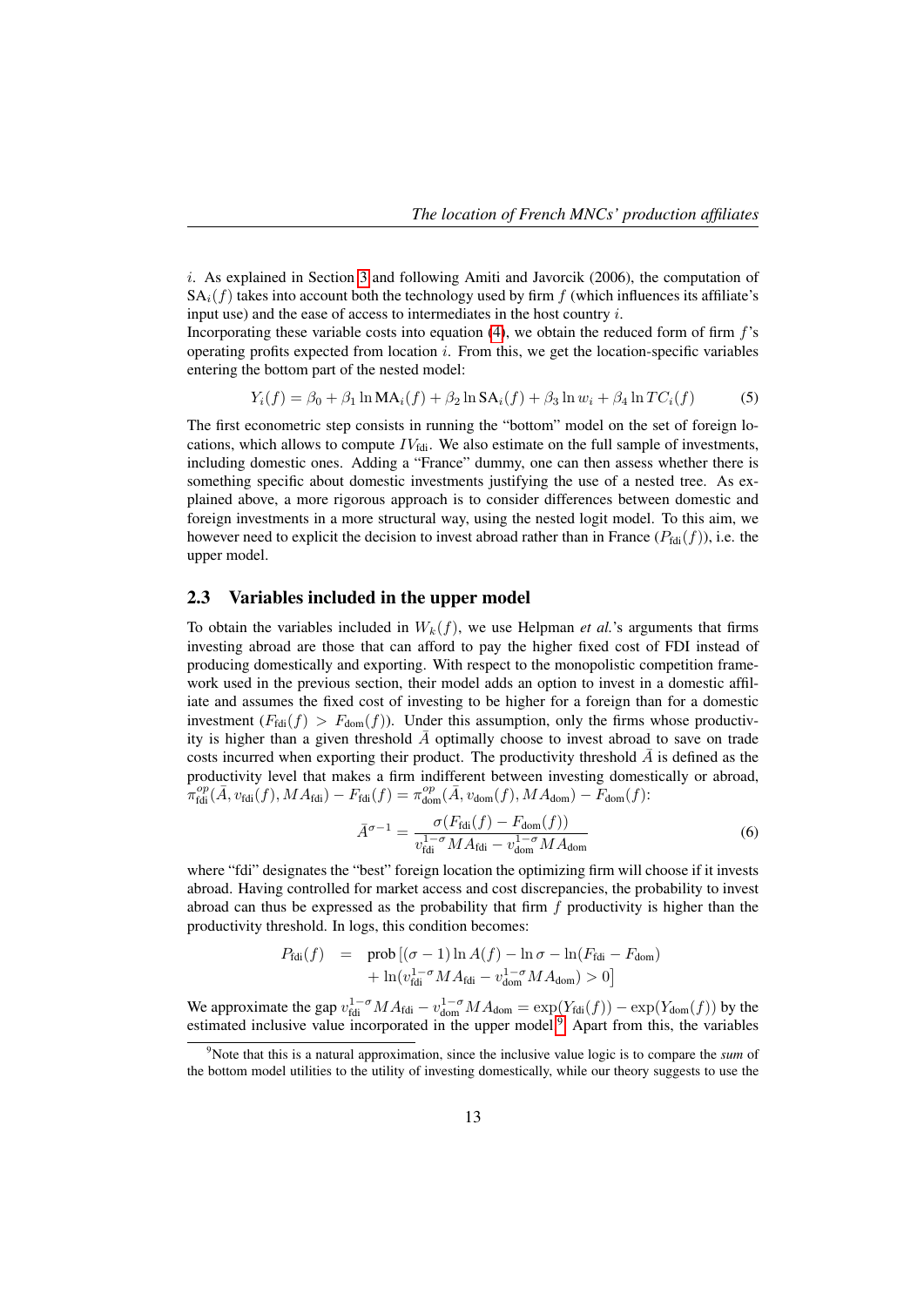$i$. As explained in Section 3 and following Amiti and Javorcik (2006), the computation of $\text{SA}_i(f)$ takes into account both the technology used by firm $f$ (which influences its affiliate's input use) and the ease of access to intermediates in the host country $i$.
Incorporating these variable costs into equation (4), we obtain the reduced form of firm $f$'s operating profits expected from location $i$. From this, we get the location-specific variables entering the bottom part of the nested model:

$$Y_i(f) = \beta_0 + \beta_1 \ln \text{MA}_i(f) + \beta_2 \ln \text{SA}_i(f) + \beta_3 \ln w_i + \beta_4 \ln TC_i(f) \tag{5}$$

The first econometric step consists in running the "bottom" model on the set of foreign locations, which allows to compute $IV_{\text{fdi}}$. We also estimate on the full sample of investments, including domestic ones. Adding a "France" dummy, one can then assess whether there is something specific about domestic investments justifying the use of a nested tree. As explained above, a more rigorous approach is to consider differences between domestic and foreign investments in a more structural way, using the nested logit model. To this aim, we however need to explicit the decision to invest abroad rather than in France ($P_{\text{fdi}}(f)$), i.e. the upper model.

## 2.3 Variables included in the upper model

To obtain the variables included in $W_k(f)$, we use Helpman *et al.*'s arguments that firms investing abroad are those that can afford to pay the higher fixed cost of FDI instead of producing domestically and exporting. With respect to the monopolistic competition framework used in the previous section, their model adds an option to invest in a domestic affiliate and assumes the fixed cost of investing to be higher for a foreign than for a domestic investment ($F_{\text{fdi}}(f) > F_{\text{dom}}(f)$). Under this assumption, only the firms whose productivity is higher than a given threshold $\bar{A}$ optimally choose to invest abroad to save on trade costs incurred when exporting their product. The productivity threshold $\bar{A}$ is defined as the productivity level that makes a firm indifferent between investing domestically or abroad, $\pi^{op}_{\text{fdi}}(\bar{A}, v_{\text{fdi}}(f), MA_{\text{fdi}}) - F_{\text{fdi}}(f) = \pi^{op}_{\text{dom}}(\bar{A}, v_{\text{dom}}(f), MA_{\text{dom}}) - F_{\text{dom}}(f)$:

$$\bar{A}^{\sigma-1} = \frac{\sigma(F_{\text{fdi}}(f) - F_{\text{dom}}(f))}{v_{\text{fdi}}^{1-\sigma} MA_{\text{fdi}} - v_{\text{dom}}^{1-\sigma} MA_{\text{dom}}} \tag{6}$$

where "fdi" designates the "best" foreign location the optimizing firm will choose if it invests abroad. Having controlled for market access and cost discrepancies, the probability to invest abroad can thus be expressed as the probability that firm $f$ productivity is higher than the productivity threshold. In logs, this condition becomes:

$$\begin{aligned} P_{\text{fdi}}(f) \quad = \quad & \text{prob}\left[(\sigma - 1)\ln A(f) - \ln \sigma - \ln(F_{\text{fdi}} - F_{\text{dom}}) \right. \\ & \left. + \ln(v_{\text{fdi}}^{1-\sigma} MA_{\text{fdi}} - v_{\text{dom}}^{1-\sigma} MA_{\text{dom}}) > 0\right] \end{aligned}$$

We approximate the gap $v_{\text{fdi}}^{1-\sigma} MA_{\text{fdi}} - v_{\text{dom}}^{1-\sigma} MA_{\text{dom}} = \exp(Y_{\text{fdi}}(f)) - \exp(Y_{\text{dom}}(f))$ by the estimated inclusive value incorporated in the upper model[9]. Apart from this, the variables

[9] Note that this is a natural approximation, since the inclusive value logic is to compare the *sum* of the bottom model utilities to the utility of investing domestically, while our theory suggests to use the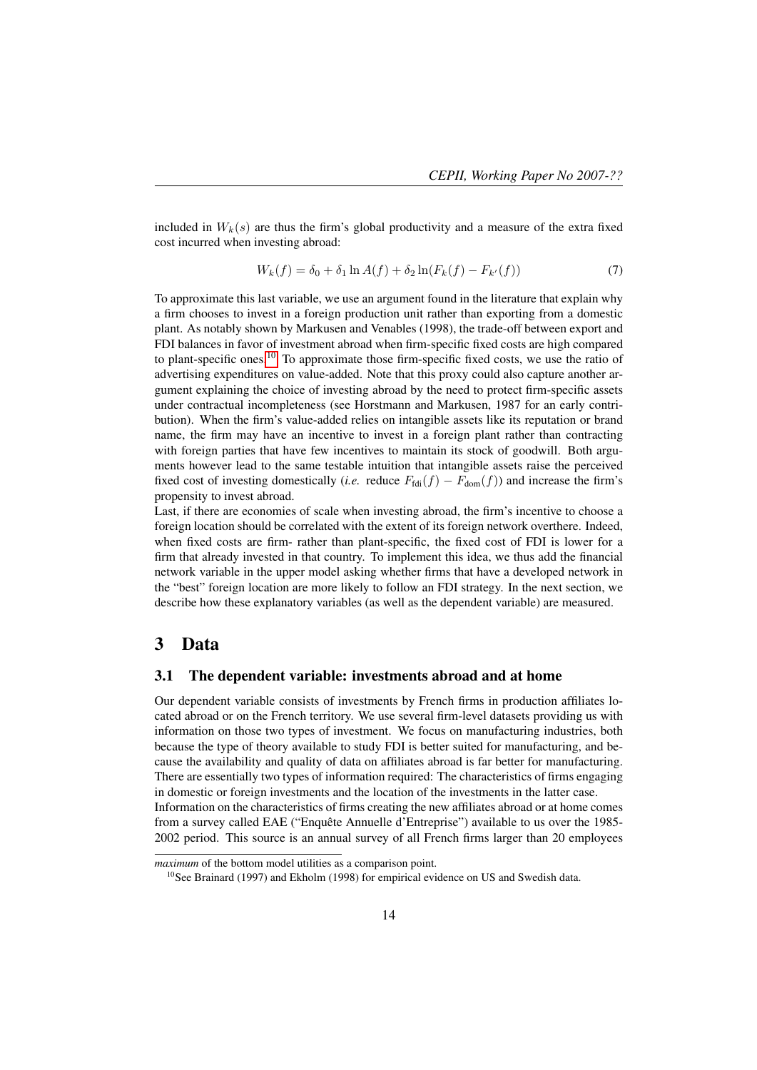included in $W_k(s)$ are thus the firm's global productivity and a measure of the extra fixed cost incurred when investing abroad:

$$W_k(f) = \delta_0 + \delta_1 \ln A(f) + \delta_2 \ln(F_k(f) - F_{k'}(f)) \tag{7}$$

To approximate this last variable, we use an argument found in the literature that explain why a firm chooses to invest in a foreign production unit rather than exporting from a domestic plant. As notably shown by Markusen and Venables (1998), the trade-off between export and FDI balances in favor of investment abroad when firm-specific fixed costs are high compared to plant-specific ones.[10] To approximate those firm-specific fixed costs, we use the ratio of advertising expenditures on value-added. Note that this proxy could also capture another argument explaining the choice of investing abroad by the need to protect firm-specific assets under contractual incompleteness (see Horstmann and Markusen, 1987 for an early contribution). When the firm's value-added relies on intangible assets like its reputation or brand name, the firm may have an incentive to invest in a foreign plant rather than contracting with foreign parties that have few incentives to maintain its stock of goodwill. Both arguments however lead to the same testable intuition that intangible assets raise the perceived fixed cost of investing domestically (*i.e.* reduce $F_{\text{fdi}}(f) - F_{\text{dom}}(f)$) and increase the firm's propensity to invest abroad.

Last, if there are economies of scale when investing abroad, the firm's incentive to choose a foreign location should be correlated with the extent of its foreign network overthere. Indeed, when fixed costs are firm- rather than plant-specific, the fixed cost of FDI is lower for a firm that already invested in that country. To implement this idea, we thus add the financial network variable in the upper model asking whether firms that have a developed network in the "best" foreign location are more likely to follow an FDI strategy. In the next section, we describe how these explanatory variables (as well as the dependent variable) are measured.

# 3 Data

## 3.1 The dependent variable: investments abroad and at home

Our dependent variable consists of investments by French firms in production affiliates located abroad or on the French territory. We use several firm-level datasets providing us with information on those two types of investment. We focus on manufacturing industries, both because the type of theory available to study FDI is better suited for manufacturing, and because the availability and quality of data on affiliates abroad is far better for manufacturing. There are essentially two types of information required: The characteristics of firms engaging in domestic or foreign investments and the location of the investments in the latter case.

Information on the characteristics of firms creating the new affiliates abroad or at home comes from a survey called EAE ("Enquête Annuelle d'Entreprise") available to us over the 1985-2002 period. This source is an annual survey of all French firms larger than 20 employees

---

*maximum* of the bottom model utilities as a comparison point.

[10] See Brainard (1997) and Ekholm (1998) for empirical evidence on US and Swedish data.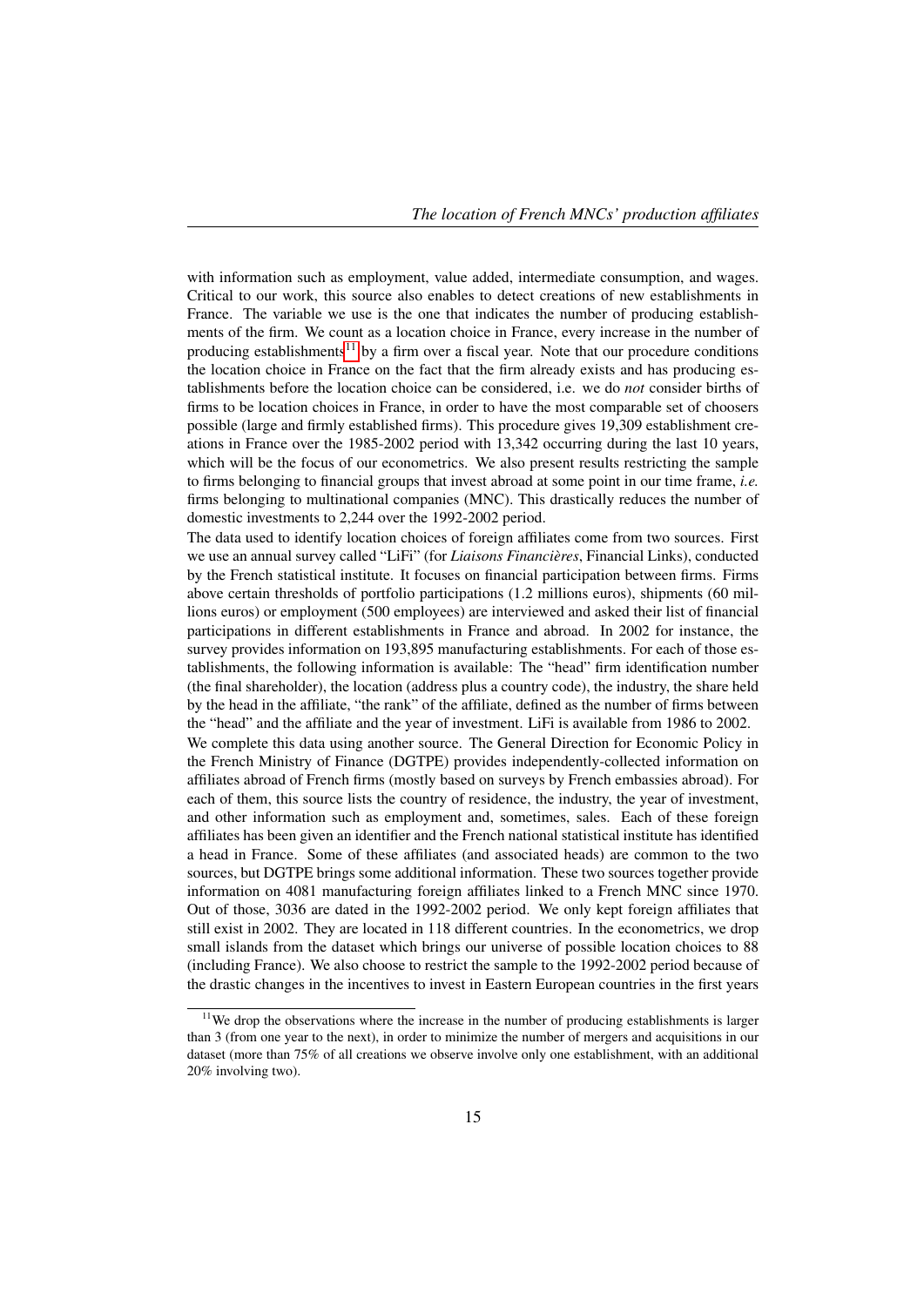with information such as employment, value added, intermediate consumption, and wages. Critical to our work, this source also enables to detect creations of new establishments in France. The variable we use is the one that indicates the number of producing establishments of the firm. We count as a location choice in France, every increase in the number of producing establishments[11] by a firm over a fiscal year. Note that our procedure conditions the location choice in France on the fact that the firm already exists and has producing establishments before the location choice can be considered, i.e. we do *not* consider births of firms to be location choices in France, in order to have the most comparable set of choosers possible (large and firmly established firms). This procedure gives 19,309 establishment creations in France over the 1985-2002 period with 13,342 occurring during the last 10 years, which will be the focus of our econometrics. We also present results restricting the sample to firms belonging to financial groups that invest abroad at some point in our time frame, *i.e.* firms belonging to multinational companies (MNC). This drastically reduces the number of domestic investments to 2,244 over the 1992-2002 period.

The data used to identify location choices of foreign affiliates come from two sources. First we use an annual survey called "LiFi" (for *Liaisons Financières*, Financial Links), conducted by the French statistical institute. It focuses on financial participation between firms. Firms above certain thresholds of portfolio participations (1.2 millions euros), shipments (60 millions euros) or employment (500 employees) are interviewed and asked their list of financial participations in different establishments in France and abroad. In 2002 for instance, the survey provides information on 193,895 manufacturing establishments. For each of those establishments, the following information is available: The "head" firm identification number (the final shareholder), the location (address plus a country code), the industry, the share held by the head in the affiliate, "the rank" of the affiliate, defined as the number of firms between the "head" and the affiliate and the year of investment. LiFi is available from 1986 to 2002.

We complete this data using another source. The General Direction for Economic Policy in the French Ministry of Finance (DGTPE) provides independently-collected information on affiliates abroad of French firms (mostly based on surveys by French embassies abroad). For each of them, this source lists the country of residence, the industry, the year of investment, and other information such as employment and, sometimes, sales. Each of these foreign affiliates has been given an identifier and the French national statistical institute has identified a head in France. Some of these affiliates (and associated heads) are common to the two sources, but DGTPE brings some additional information. These two sources together provide information on 4081 manufacturing foreign affiliates linked to a French MNC since 1970. Out of those, 3036 are dated in the 1992-2002 period. We only kept foreign affiliates that still exist in 2002. They are located in 118 different countries. In the econometrics, we drop small islands from the dataset which brings our universe of possible location choices to 88 (including France). We also choose to restrict the sample to the 1992-2002 period because of the drastic changes in the incentives to invest in Eastern European countries in the first years

[11] We drop the observations where the increase in the number of producing establishments is larger than 3 (from one year to the next), in order to minimize the number of mergers and acquisitions in our dataset (more than 75% of all creations we observe involve only one establishment, with an additional 20% involving two).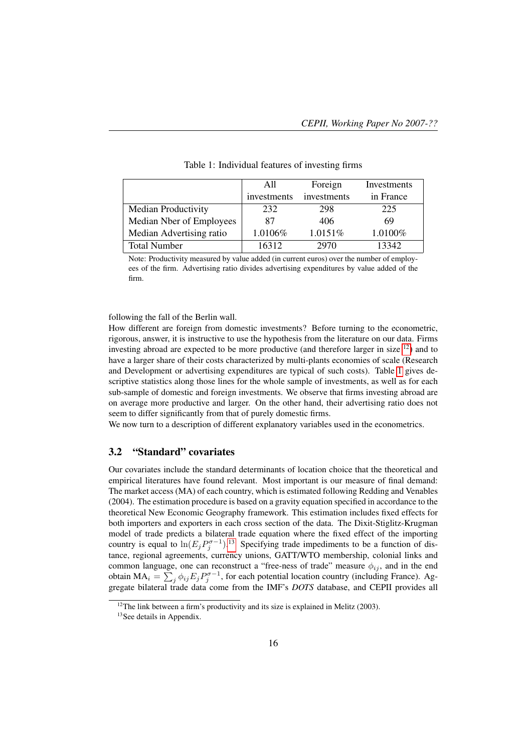Table 1: Individual features of investing firms

| | All investments | Foreign investments | Investments in France |
|---|---|---|---|
| Median Productivity | 232 | 298 | 225 |
| Median Nber of Employees | 87 | 406 | 69 |
| Median Advertising ratio | 1.0106% | 1.0151% | 1.0100% |
| Total Number | 16312 | 2970 | 13342 |

Note: Productivity measured by value added (in current euros) over the number of employees of the firm. Advertising ratio divides advertising expenditures by value added of the firm.

following the fall of the Berlin wall.

How different are foreign from domestic investments? Before turning to the econometric, rigorous, answer, it is instructive to use the hypothesis from the literature on our data. Firms investing abroad are expected to be more productive (and therefore larger in size [12]) and to have a larger share of their costs characterized by multi-plants economies of scale (Research and Development or advertising expenditures are typical of such costs). Table 1 gives descriptive statistics along those lines for the whole sample of investments, as well as for each sub-sample of domestic and foreign investments. We observe that firms investing abroad are on average more productive and larger. On the other hand, their advertising ratio does not seem to differ significantly from that of purely domestic firms.

We now turn to a description of different explanatory variables used in the econometrics.

## 3.2 "Standard" covariates

Our covariates include the standard determinants of location choice that the theoretical and empirical literatures have found relevant. Most important is our measure of final demand: The market access (MA) of each country, which is estimated following Redding and Venables (2004). The estimation procedure is based on a gravity equation specified in accordance to the theoretical New Economic Geography framework. This estimation includes fixed effects for both importers and exporters in each cross section of the data. The Dixit-Stiglitz-Krugman model of trade predicts a bilateral trade equation where the fixed effect of the importing country is equal to $\ln(E_j P_j^{\sigma-1})$.[13] Specifying trade impediments to be a function of distance, regional agreements, currency unions, GATT/WTO membership, colonial links and common language, one can reconstruct a "free-ness of trade" measure $\phi_{ij}$, and in the end obtain $\text{MA}_i = \sum_j \phi_{ij} E_j P_j^{\sigma-1}$, for each potential location country (including France). Aggregate bilateral trade data come from the IMF's *DOTS* database, and CEPII provides all

[12] The link between a firm's productivity and its size is explained in Melitz (2003).

[13] See details in Appendix.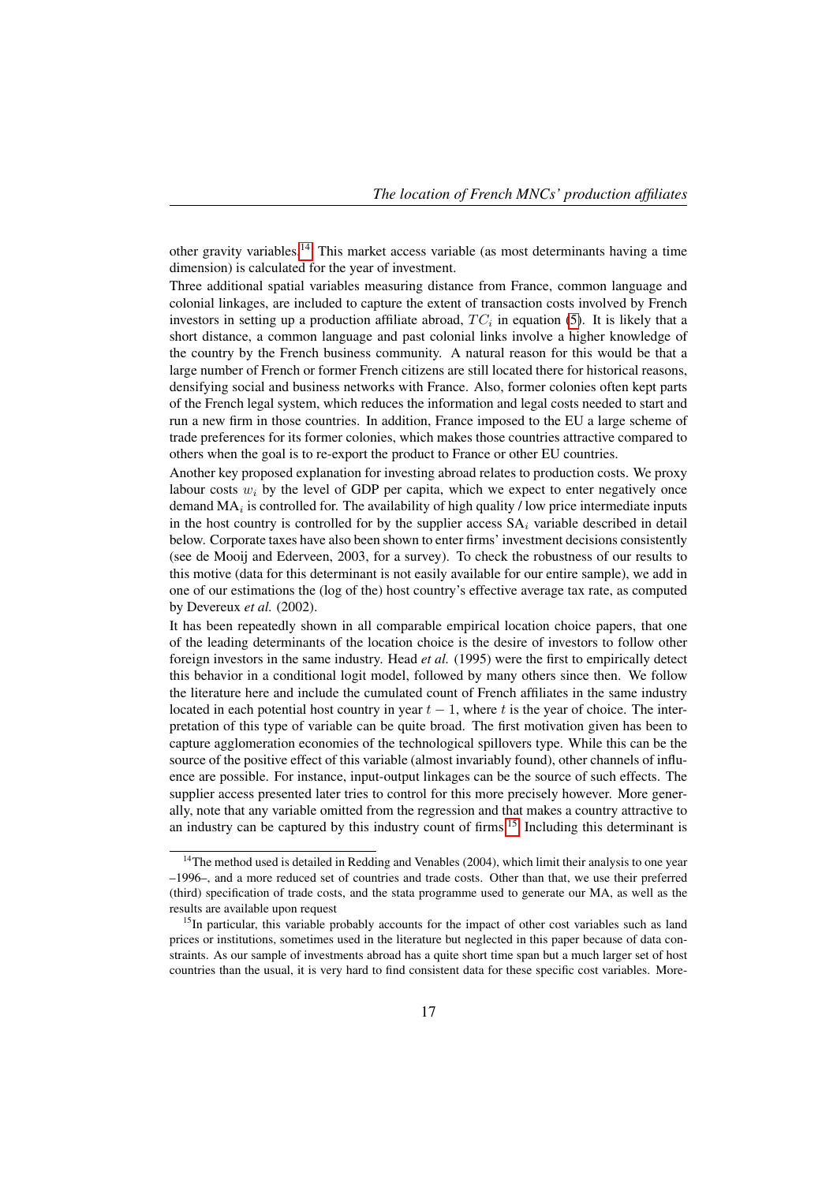other gravity variables.[14] This market access variable (as most determinants having a time dimension) is calculated for the year of investment.

Three additional spatial variables measuring distance from France, common language and colonial linkages, are included to capture the extent of transaction costs involved by French investors in setting up a production affiliate abroad, $TC_i$ in equation (5). It is likely that a short distance, a common language and past colonial links involve a higher knowledge of the country by the French business community. A natural reason for this would be that a large number of French or former French citizens are still located there for historical reasons, densifying social and business networks with France. Also, former colonies often kept parts of the French legal system, which reduces the information and legal costs needed to start and run a new firm in those countries. In addition, France imposed to the EU a large scheme of trade preferences for its former colonies, which makes those countries attractive compared to others when the goal is to re-export the product to France or other EU countries.

Another key proposed explanation for investing abroad relates to production costs. We proxy labour costs $w_i$ by the level of GDP per capita, which we expect to enter negatively once demand $\text{MA}_i$ is controlled for. The availability of high quality / low price intermediate inputs in the host country is controlled for by the supplier access $\text{SA}_i$ variable described in detail below. Corporate taxes have also been shown to enter firms' investment decisions consistently (see de Mooij and Ederveen, 2003, for a survey). To check the robustness of our results to this motive (data for this determinant is not easily available for our entire sample), we add in one of our estimations the (log of the) host country's effective average tax rate, as computed by Devereux *et al.* (2002).

It has been repeatedly shown in all comparable empirical location choice papers, that one of the leading determinants of the location choice is the desire of investors to follow other foreign investors in the same industry. Head *et al.* (1995) were the first to empirically detect this behavior in a conditional logit model, followed by many others since then. We follow the literature here and include the cumulated count of French affiliates in the same industry located in each potential host country in year $t-1$, where $t$ is the year of choice. The interpretation of this type of variable can be quite broad. The first motivation given has been to capture agglomeration economies of the technological spillovers type. While this can be the source of the positive effect of this variable (almost invariably found), other channels of influence are possible. For instance, input-output linkages can be the source of such effects. The supplier access presented later tries to control for this more precisely however. More generally, note that any variable omitted from the regression and that makes a country attractive to an industry can be captured by this industry count of firms.[15] Including this determinant is

[14] The method used is detailed in Redding and Venables (2004), which limit their analysis to one year –1996–, and a more reduced set of countries and trade costs. Other than that, we use their preferred (third) specification of trade costs, and the stata programme used to generate our MA, as well as the results are available upon request

[15] In particular, this variable probably accounts for the impact of other cost variables such as land prices or institutions, sometimes used in the literature but neglected in this paper because of data constraints. As our sample of investments abroad has a quite short time span but a much larger set of host countries than the usual, it is very hard to find consistent data for these specific cost variables. More-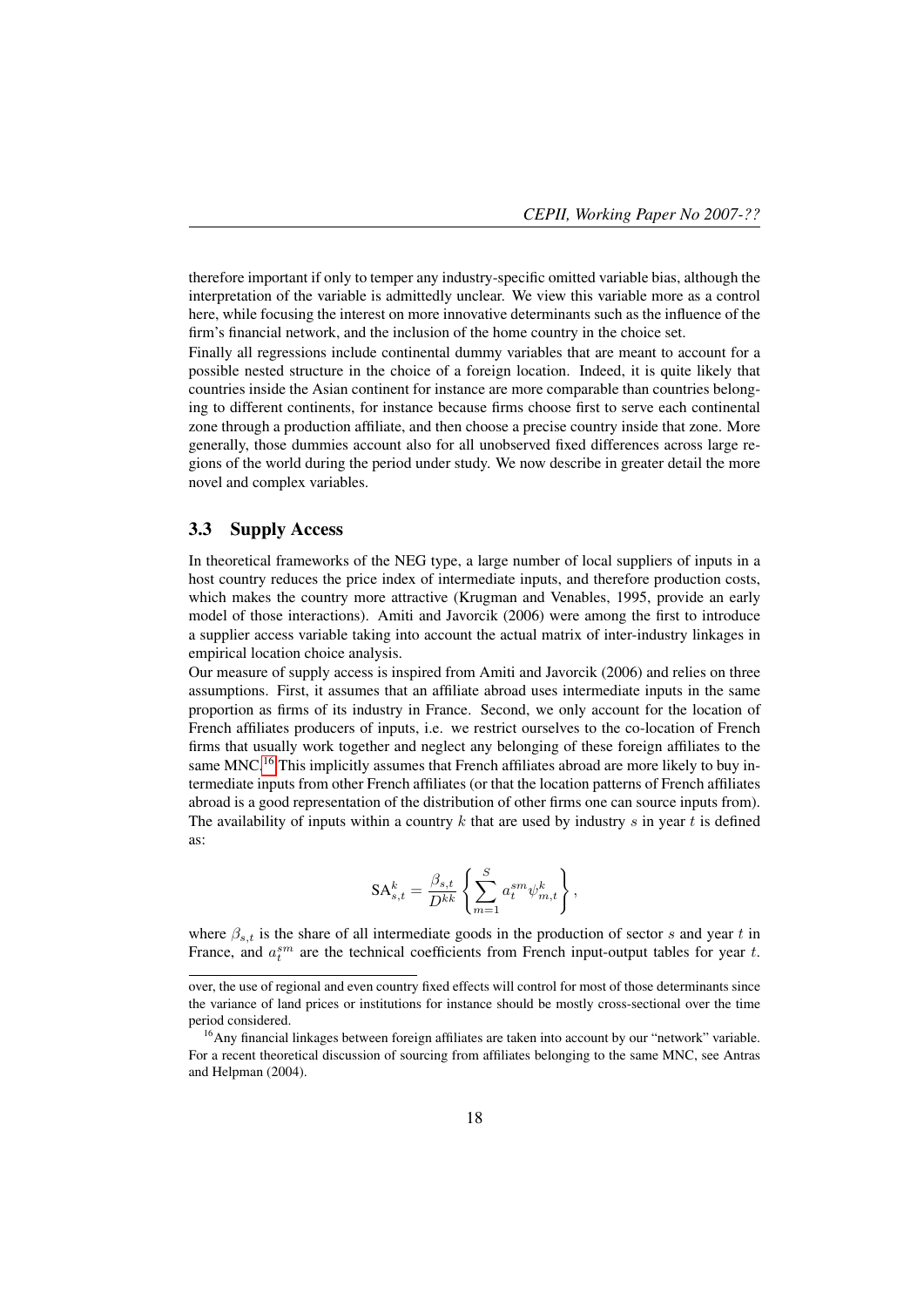therefore important if only to temper any industry-specific omitted variable bias, although the interpretation of the variable is admittedly unclear. We view this variable more as a control here, while focusing the interest on more innovative determinants such as the influence of the firm's financial network, and the inclusion of the home country in the choice set.

Finally all regressions include continental dummy variables that are meant to account for a possible nested structure in the choice of a foreign location. Indeed, it is quite likely that countries inside the Asian continent for instance are more comparable than countries belonging to different continents, for instance because firms choose first to serve each continental zone through a production affiliate, and then choose a precise country inside that zone. More generally, those dummies account also for all unobserved fixed differences across large regions of the world during the period under study. We now describe in greater detail the more novel and complex variables.

### 3.3 Supply Access

In theoretical frameworks of the NEG type, a large number of local suppliers of inputs in a host country reduces the price index of intermediate inputs, and therefore production costs, which makes the country more attractive (Krugman and Venables, 1995, provide an early model of those interactions). Amiti and Javorcik (2006) were among the first to introduce a supplier access variable taking into account the actual matrix of inter-industry linkages in empirical location choice analysis.

Our measure of supply access is inspired from Amiti and Javorcik (2006) and relies on three assumptions. First, it assumes that an affiliate abroad uses intermediate inputs in the same proportion as firms of its industry in France. Second, we only account for the location of French affiliates producers of inputs, i.e. we restrict ourselves to the co-location of French firms that usually work together and neglect any belonging of these foreign affiliates to the same MNC.[16] This implicitly assumes that French affiliates abroad are more likely to buy intermediate inputs from other French affiliates (or that the location patterns of French affiliates abroad is a good representation of the distribution of other firms one can source inputs from). The availability of inputs within a country $k$ that are used by industry $s$ in year $t$ is defined as:

$$\mathrm{SA}^k_{s,t} = \frac{\beta_{s,t}}{D^{kk}} \left\{ \sum_{m=1}^{S} a^{sm}_t \psi^k_{m,t} \right\},$$

where $\beta_{s,t}$ is the share of all intermediate goods in the production of sector $s$ and year $t$ in France, and $a^{sm}_t$ are the technical coefficients from French input-output tables for year $t$.

over, the use of regional and even country fixed effects will control for most of those determinants since the variance of land prices or institutions for instance should be mostly cross-sectional over the time period considered.

[16] Any financial linkages between foreign affiliates are taken into account by our "network" variable. For a recent theoretical discussion of sourcing from affiliates belonging to the same MNC, see Antras and Helpman (2004).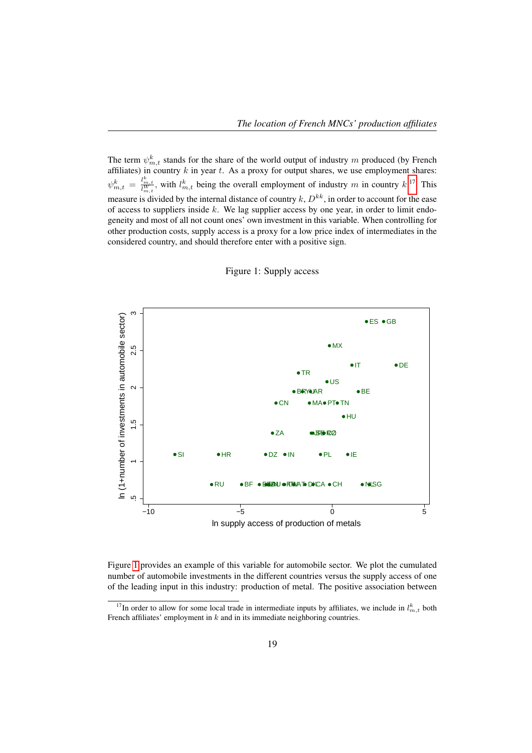The term $\psi^k_{m,t}$ stands for the share of the world output of industry $m$ produced (by French affiliates) in country $k$ in year $t$. As a proxy for output shares, we use employment shares: $\psi^k_{m,t} = \frac{l^k_{m,t}}{l^W_{m,t}}$, with $l^k_{m,t}$ being the overall employment of industry $m$ in country $k$.[17] This measure is divided by the internal distance of country $k$, $D^{kk}$, in order to account for the ease of access to suppliers inside $k$. We lag supplier access by one year, in order to limit endogeneity and most of all not count ones' own investment in this variable. When controlling for other production costs, supply access is a proxy for a low price index of intermediates in the considered country, and should therefore enter with a positive sign.

Figure 1: Supply access

Figure 1 provides an example of this variable for automobile sector. We plot the cumulated number of automobile investments in the different countries versus the supply access of one of the leading input in this industry: production of metal. The positive association between

[17] In order to allow for some local trade in intermediate inputs by affiliates, we include in $l^k_{m,t}$ both French affiliates' employment in $k$ and in its immediate neighboring countries.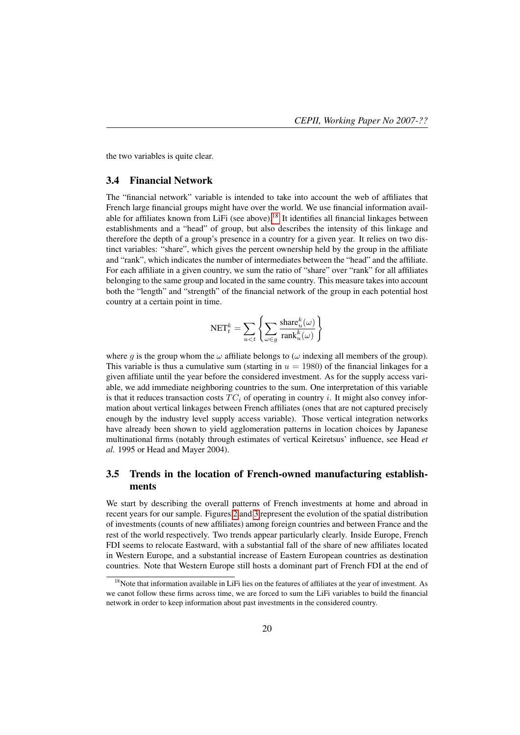the two variables is quite clear.

### 3.4 Financial Network

The "financial network" variable is intended to take into account the web of affiliates that French large financial groups might have over the world. We use financial information available for affiliates known from LiFi (see above).[18] It identifies all financial linkages between establishments and a "head" of group, but also describes the intensity of this linkage and therefore the depth of a group's presence in a country for a given year. It relies on two distinct variables: "share", which gives the percent ownership held by the group in the affiliate and "rank", which indicates the number of intermediates between the "head" and the affiliate. For each affiliate in a given country, we sum the ratio of "share" over "rank" for all affiliates belonging to the same group and located in the same country. This measure takes into account both the "length" and "strength" of the financial network of the group in each potential host country at a certain point in time.

$$\text{NET}_t^k = \sum_{u<t} \left\{ \sum_{\omega \in g} \frac{\text{share}_u^k(\omega)}{\text{rank}_u^k(\omega)} \right\}$$

where $g$ is the group whom the $\omega$ affiliate belongs to ($\omega$ indexing all members of the group). This variable is thus a cumulative sum (starting in $u = 1980$) of the financial linkages for a given affiliate until the year before the considered investment. As for the supply access variable, we add immediate neighboring countries to the sum. One interpretation of this variable is that it reduces transaction costs $TC_i$ of operating in country $i$. It might also convey information about vertical linkages between French affiliates (ones that are not captured precisely enough by the industry level supply access variable). Those vertical integration networks have already been shown to yield agglomeration patterns in location choices by Japanese multinational firms (notably through estimates of vertical Keiretsus' influence, see Head *et al.* 1995 or Head and Mayer 2004).

### 3.5 Trends in the location of French-owned manufacturing establishments

We start by describing the overall patterns of French investments at home and abroad in recent years for our sample. Figures 2 and 3 represent the evolution of the spatial distribution of investments (counts of new affiliates) among foreign countries and between France and the rest of the world respectively. Two trends appear particularly clearly. Inside Europe, French FDI seems to relocate Eastward, with a substantial fall of the share of new affiliates located in Western Europe, and a substantial increase of Eastern European countries as destination countries. Note that Western Europe still hosts a dominant part of French FDI at the end of

[18] Note that information available in LiFi lies on the features of affiliates at the year of investment. As we canot follow these firms across time, we are forced to sum the LiFi variables to build the financial network in order to keep information about past investments in the considered country.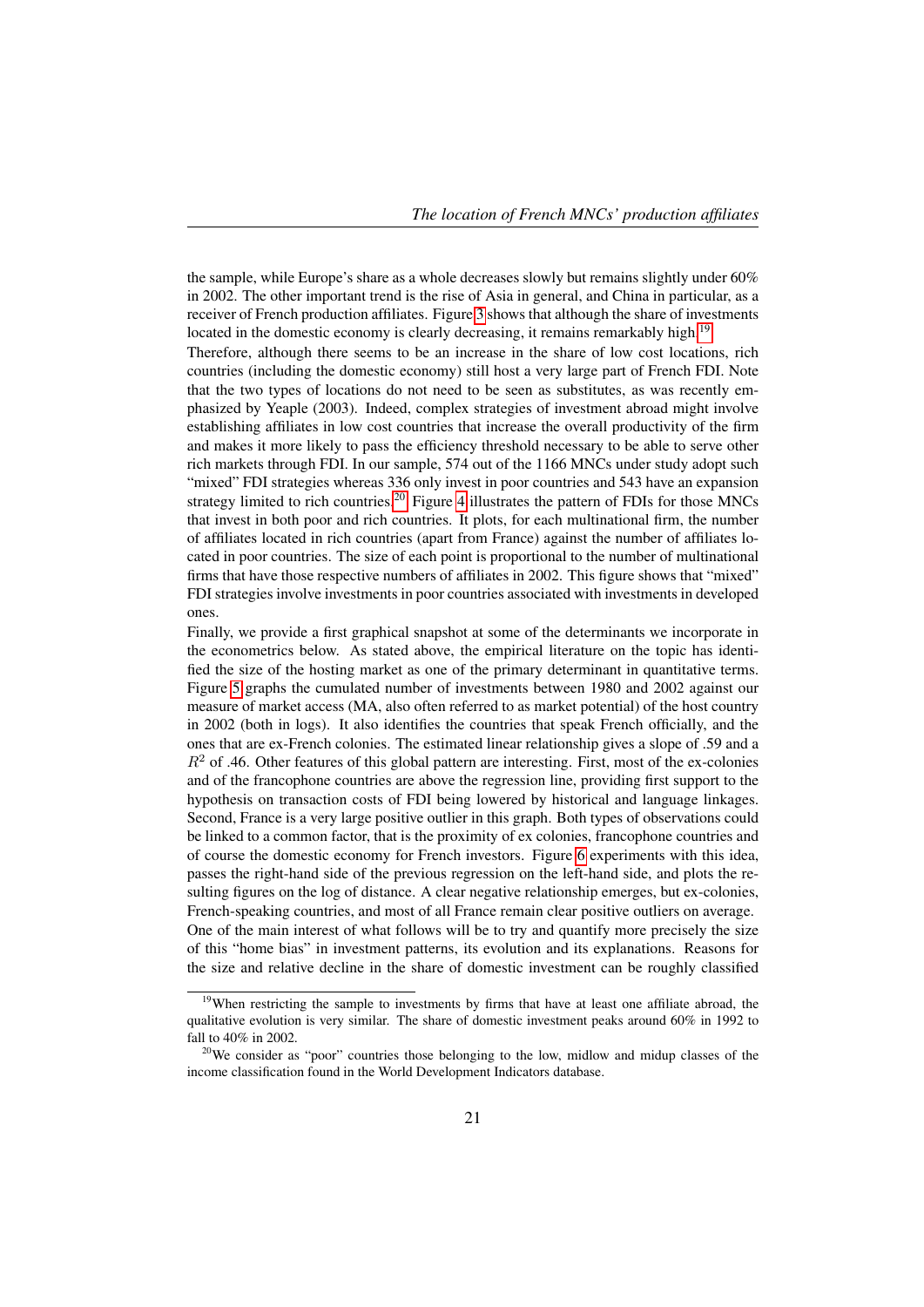the sample, while Europe's share as a whole decreases slowly but remains slightly under 60% in 2002. The other important trend is the rise of Asia in general, and China in particular, as a receiver of French production affiliates. Figure 3 shows that although the share of investments located in the domestic economy is clearly decreasing, it remains remarkably high.[19]

Therefore, although there seems to be an increase in the share of low cost locations, rich countries (including the domestic economy) still host a very large part of French FDI. Note that the two types of locations do not need to be seen as substitutes, as was recently emphasized by Yeaple (2003). Indeed, complex strategies of investment abroad might involve establishing affiliates in low cost countries that increase the overall productivity of the firm and makes it more likely to pass the efficiency threshold necessary to be able to serve other rich markets through FDI. In our sample, 574 out of the 1166 MNCs under study adopt such "mixed" FDI strategies whereas 336 only invest in poor countries and 543 have an expansion strategy limited to rich countries.[20] Figure 4 illustrates the pattern of FDIs for those MNCs that invest in both poor and rich countries. It plots, for each multinational firm, the number of affiliates located in rich countries (apart from France) against the number of affiliates located in poor countries. The size of each point is proportional to the number of multinational firms that have those respective numbers of affiliates in 2002. This figure shows that "mixed" FDI strategies involve investments in poor countries associated with investments in developed ones.

Finally, we provide a first graphical snapshot at some of the determinants we incorporate in the econometrics below. As stated above, the empirical literature on the topic has identified the size of the hosting market as one of the primary determinant in quantitative terms. Figure 5 graphs the cumulated number of investments between 1980 and 2002 against our measure of market access (MA, also often referred to as market potential) of the host country in 2002 (both in logs). It also identifies the countries that speak French officially, and the ones that are ex-French colonies. The estimated linear relationship gives a slope of .59 and a $R^2$ of .46. Other features of this global pattern are interesting. First, most of the ex-colonies and of the francophone countries are above the regression line, providing first support to the hypothesis on transaction costs of FDI being lowered by historical and language linkages. Second, France is a very large positive outlier in this graph. Both types of observations could be linked to a common factor, that is the proximity of ex colonies, francophone countries and of course the domestic economy for French investors. Figure 6 experiments with this idea, passes the right-hand side of the previous regression on the left-hand side, and plots the resulting figures on the log of distance. A clear negative relationship emerges, but ex-colonies, French-speaking countries, and most of all France remain clear positive outliers on average.

One of the main interest of what follows will be to try and quantify more precisely the size of this "home bias" in investment patterns, its evolution and its explanations. Reasons for the size and relative decline in the share of domestic investment can be roughly classified

[19] When restricting the sample to investments by firms that have at least one affiliate abroad, the qualitative evolution is very similar. The share of domestic investment peaks around 60% in 1992 to fall to 40% in 2002.

[20] We consider as "poor" countries those belonging to the low, midlow and midup classes of the income classification found in the World Development Indicators database.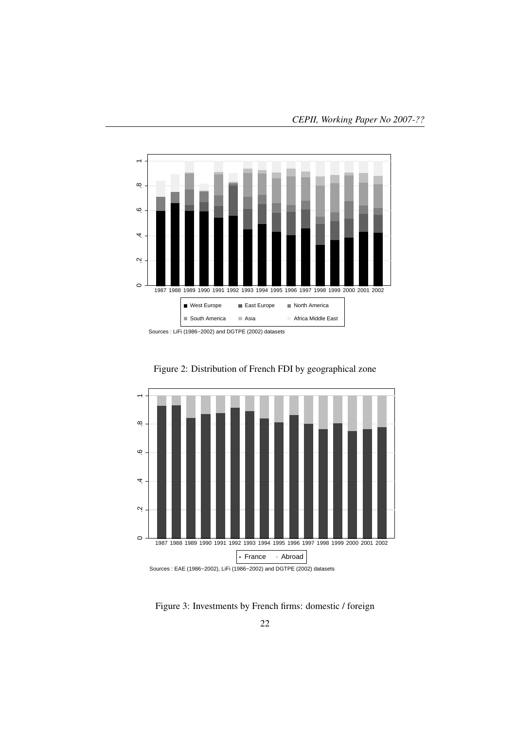Sources : LiFi (1986−2002) and DGTPE (2002) datasets

Figure 2: Distribution of French FDI by geographical zone

Sources : EAE (1986−2002), LiFi (1986−2002) and DGTPE (2002) datasets

Figure 3: Investments by French firms: domestic / foreign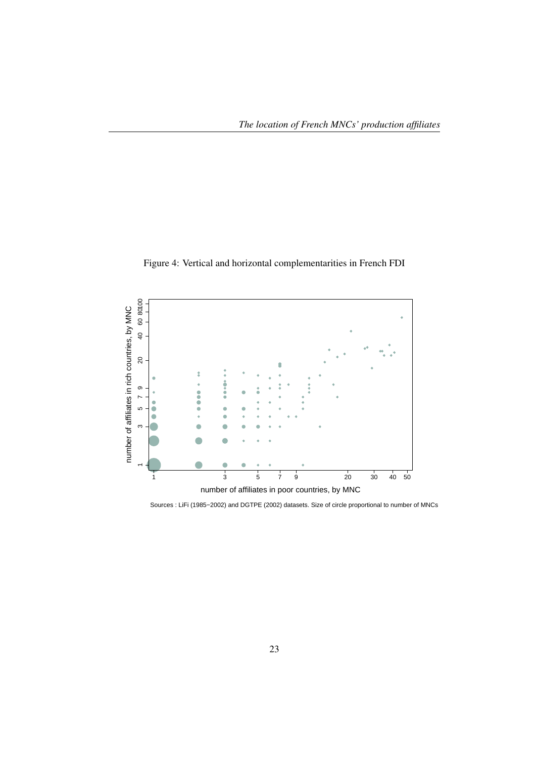Figure 4: Vertical and horizontal complementarities in French FDI

Sources : LiFi (1985−2002) and DGTPE (2002) datasets. Size of circle proportional to number of MNCs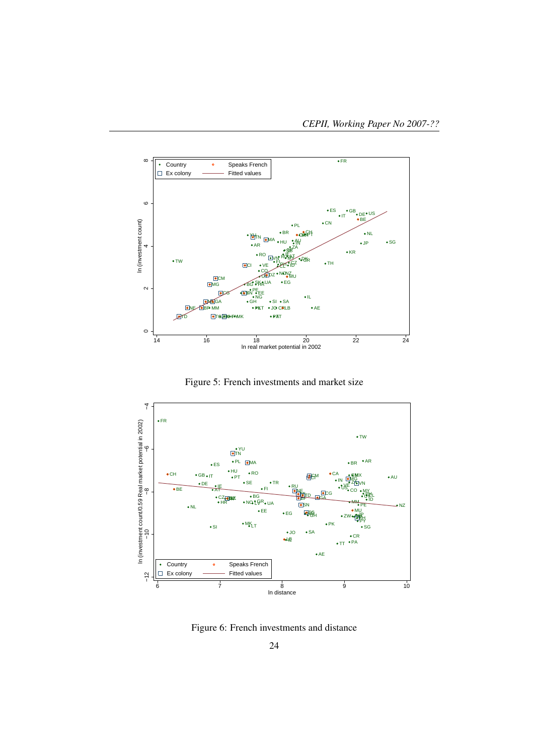Figure 5: French investments and market size

Figure 6: French investments and distance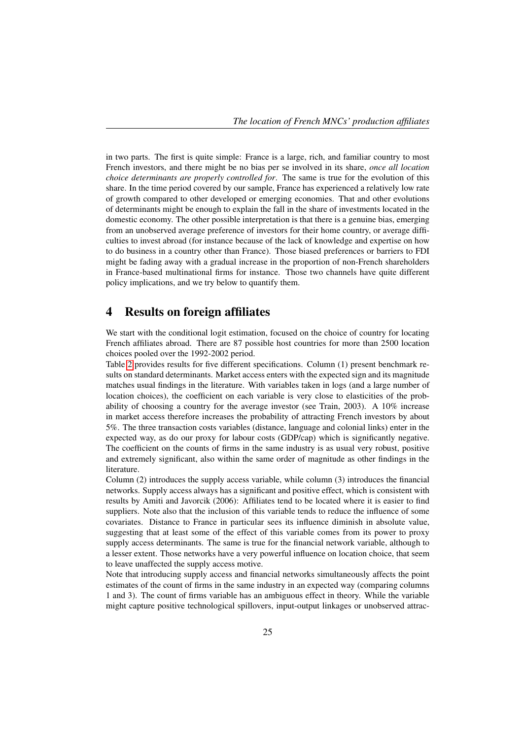in two parts. The first is quite simple: France is a large, rich, and familiar country to most French investors, and there might be no bias per se involved in its share, *once all location choice determinants are properly controlled for*. The same is true for the evolution of this share. In the time period covered by our sample, France has experienced a relatively low rate of growth compared to other developed or emerging economies. That and other evolutions of determinants might be enough to explain the fall in the share of investments located in the domestic economy. The other possible interpretation is that there is a genuine bias, emerging from an unobserved average preference of investors for their home country, or average difficulties to invest abroad (for instance because of the lack of knowledge and expertise on how to do business in a country other than France). Those biased preferences or barriers to FDI might be fading away with a gradual increase in the proportion of non-French shareholders in France-based multinational firms for instance. Those two channels have quite different policy implications, and we try below to quantify them.

# 4 Results on foreign affiliates

We start with the conditional logit estimation, focused on the choice of country for locating French affiliates abroad. There are 87 possible host countries for more than 2500 location choices pooled over the 1992-2002 period.

Table 2 provides results for five different specifications. Column (1) present benchmark results on standard determinants. Market access enters with the expected sign and its magnitude matches usual findings in the literature. With variables taken in logs (and a large number of location choices), the coefficient on each variable is very close to elasticities of the probability of choosing a country for the average investor (see Train, 2003). A 10% increase in market access therefore increases the probability of attracting French investors by about 5%. The three transaction costs variables (distance, language and colonial links) enter in the expected way, as do our proxy for labour costs (GDP/cap) which is significantly negative. The coefficient on the counts of firms in the same industry is as usual very robust, positive and extremely significant, also within the same order of magnitude as other findings in the literature.

Column (2) introduces the supply access variable, while column (3) introduces the financial networks. Supply access always has a significant and positive effect, which is consistent with results by Amiti and Javorcik (2006): Affiliates tend to be located where it is easier to find suppliers. Note also that the inclusion of this variable tends to reduce the influence of some covariates. Distance to France in particular sees its influence diminish in absolute value, suggesting that at least some of the effect of this variable comes from its power to proxy supply access determinants. The same is true for the financial network variable, although to a lesser extent. Those networks have a very powerful influence on location choice, that seem to leave unaffected the supply access motive.

Note that introducing supply access and financial networks simultaneously affects the point estimates of the count of firms in the same industry in an expected way (comparing columns 1 and 3). The count of firms variable has an ambiguous effect in theory. While the variable might capture positive technological spillovers, input-output linkages or unobserved attrac-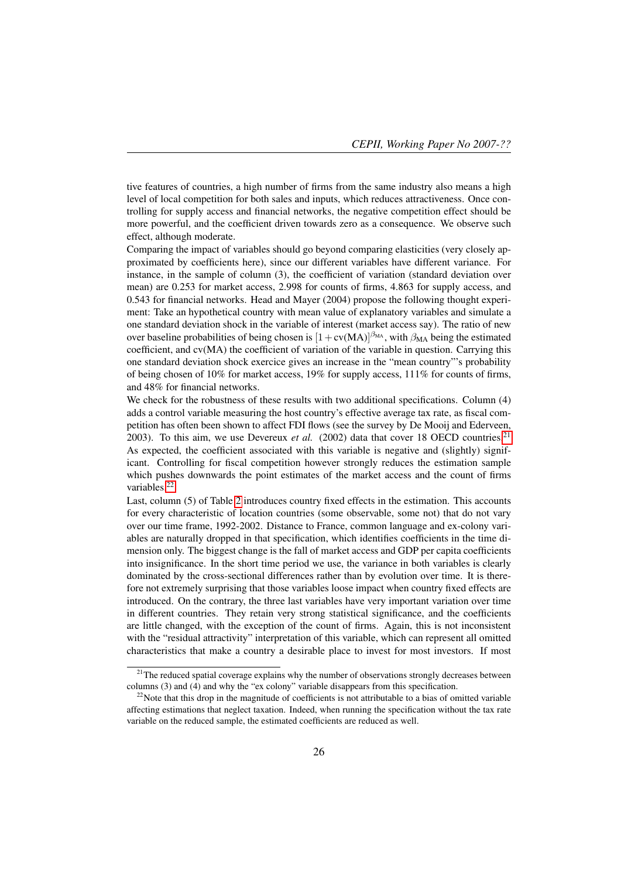tive features of countries, a high number of firms from the same industry also means a high level of local competition for both sales and inputs, which reduces attractiveness. Once controlling for supply access and financial networks, the negative competition effect should be more powerful, and the coefficient driven towards zero as a consequence. We observe such effect, although moderate.

Comparing the impact of variables should go beyond comparing elasticities (very closely approximated by coefficients here), since our different variables have different variance. For instance, in the sample of column (3), the coefficient of variation (standard deviation over mean) are 0.253 for market access, 2.998 for counts of firms, 4.863 for supply access, and 0.543 for financial networks. Head and Mayer (2004) propose the following thought experiment: Take an hypothetical country with mean value of explanatory variables and simulate a one standard deviation shock in the variable of interest (market access say). The ratio of new over baseline probabilities of being chosen is $[1 + \text{cv(MA)}]^{\beta_{\text{MA}}}$, with $\beta_{\text{MA}}$ being the estimated coefficient, and cv(MA) the coefficient of variation of the variable in question. Carrying this one standard deviation shock exercice gives an increase in the "mean country"'s probability of being chosen of 10% for market access, 19% for supply access, 111% for counts of firms, and 48% for financial networks.

We check for the robustness of these results with two additional specifications. Column (4) adds a control variable measuring the host country's effective average tax rate, as fiscal competition has often been shown to affect FDI flows (see the survey by De Mooij and Ederveen, 2003). To this aim, we use Devereux *et al.* (2002) data that cover 18 OECD countries.[21] As expected, the coefficient associated with this variable is negative and (slightly) significant. Controlling for fiscal competition however strongly reduces the estimation sample which pushes downwards the point estimates of the market access and the count of firms variables.[22]

Last, column (5) of Table 2 introduces country fixed effects in the estimation. This accounts for every characteristic of location countries (some observable, some not) that do not vary over our time frame, 1992-2002. Distance to France, common language and ex-colony variables are naturally dropped in that specification, which identifies coefficients in the time dimension only. The biggest change is the fall of market access and GDP per capita coefficients into insignificance. In the short time period we use, the variance in both variables is clearly dominated by the cross-sectional differences rather than by evolution over time. It is therefore not extremely surprising that those variables loose impact when country fixed effects are introduced. On the contrary, the three last variables have very important variation over time in different countries. They retain very strong statistical significance, and the coefficients are little changed, with the exception of the count of firms. Again, this is not inconsistent with the "residual attractivity" interpretation of this variable, which can represent all omitted characteristics that make a country a desirable place to invest for most investors. If most

[21] The reduced spatial coverage explains why the number of observations strongly decreases between columns (3) and (4) and why the "ex colony" variable disappears from this specification.

[22] Note that this drop in the magnitude of coefficients is not attributable to a bias of omitted variable affecting estimations that neglect taxation. Indeed, when running the specification without the tax rate variable on the reduced sample, the estimated coefficients are reduced as well.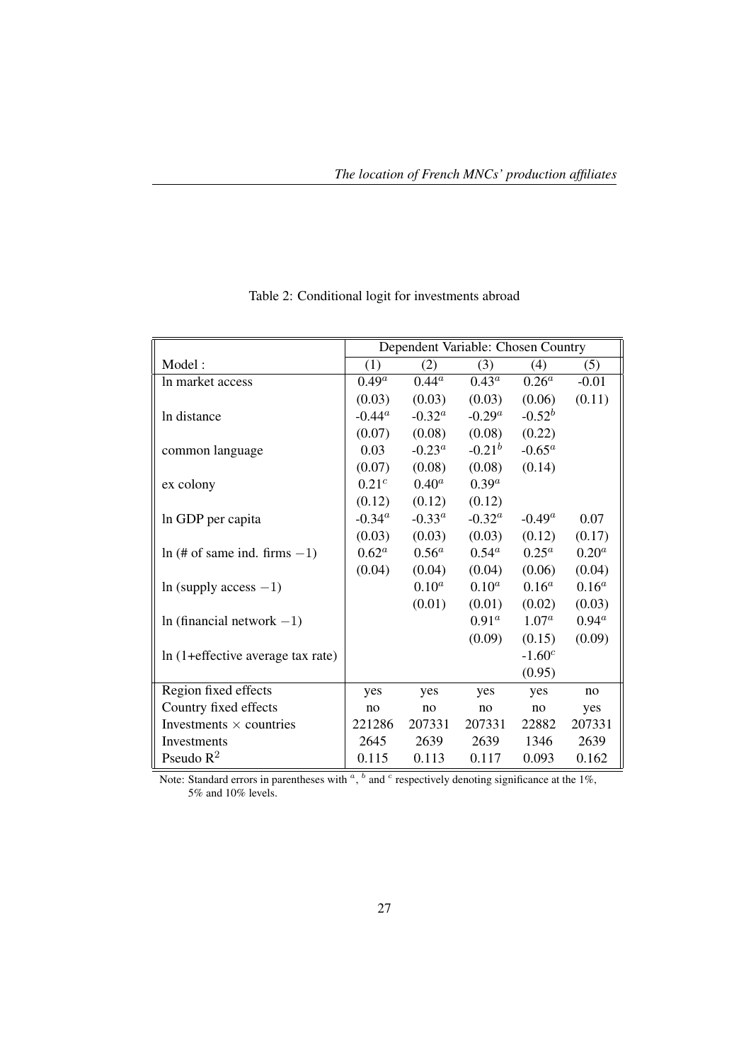Table 2: Conditional logit for investments abroad

| | Dependent Variable: Chosen Country | | | | |
|---|---|---|---|---|---|
| Model : | (1) | (2) | (3) | (4) | (5) |
| ln market access | $0.49^a$ | $0.44^a$ | $0.43^a$ | $0.26^a$ | -0.01 |
| | (0.03) | (0.03) | (0.03) | (0.06) | (0.11) |
| ln distance | $-0.44^a$ | $-0.32^a$ | $-0.29^a$ | $-0.52^b$ | |
| | (0.07) | (0.08) | (0.08) | (0.22) | |
| common language | 0.03 | $-0.23^a$ | $-0.21^b$ | $-0.65^a$ | |
| | (0.07) | (0.08) | (0.08) | (0.14) | |
| ex colony | $0.21^c$ | $0.40^a$ | $0.39^a$ | | |
| | (0.12) | (0.12) | (0.12) | | |
| ln GDP per capita | $-0.34^a$ | $-0.33^a$ | $-0.32^a$ | $-0.49^a$ | 0.07 |
| | (0.03) | (0.03) | (0.03) | (0.12) | (0.17) |
| ln (# of same ind. firms $-1$) | $0.62^a$ | $0.56^a$ | $0.54^a$ | $0.25^a$ | $0.20^a$ |
| | (0.04) | (0.04) | (0.04) | (0.06) | (0.04) |
| ln (supply access $-1$) | | $0.10^a$ | $0.10^a$ | $0.16^a$ | $0.16^a$ |
| | | (0.01) | (0.01) | (0.02) | (0.03) |
| ln (financial network $-1$) | | | $0.91^a$ | $1.07^a$ | $0.94^a$ |
| | | | (0.09) | (0.15) | (0.09) |
| ln (1+effective average tax rate) | | | | $-1.60^c$ | |
| | | | | (0.95) | |
| Region fixed effects | yes | yes | yes | yes | no |
| Country fixed effects | no | no | no | no | yes |
| Investments $\times$ countries | 221286 | 207331 | 207331 | 22882 | 207331 |
| Investments | 2645 | 2639 | 2639 | 1346 | 2639 |
| Pseudo $R^2$ | 0.115 | 0.113 | 0.117 | 0.093 | 0.162 |

Note: Standard errors in parentheses with [a], [b] and [c] respectively denoting significance at the 1%, 5% and 10% levels.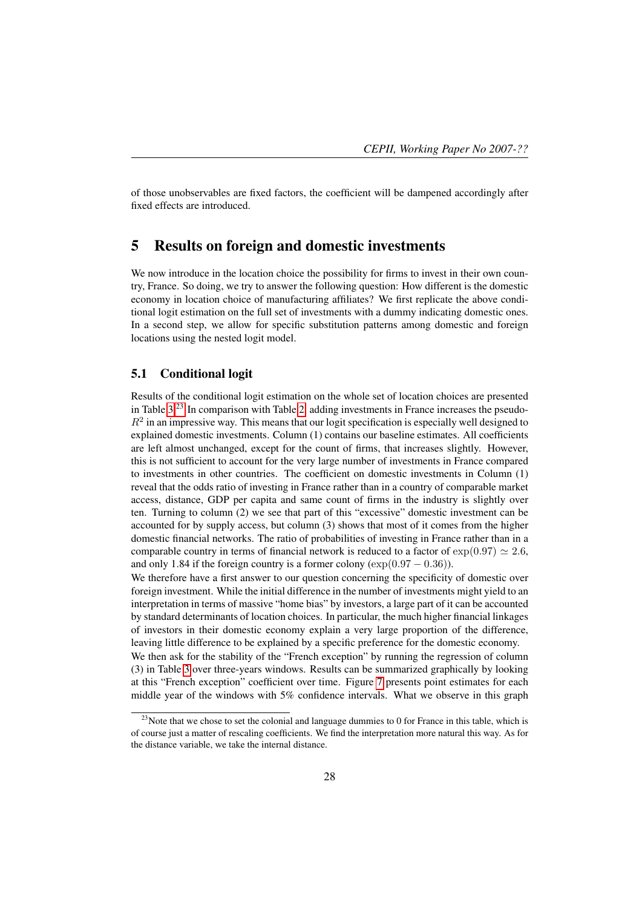of those unobservables are fixed factors, the coefficient will be dampened accordingly after fixed effects are introduced.

# 5 Results on foreign and domestic investments

We now introduce in the location choice the possibility for firms to invest in their own country, France. So doing, we try to answer the following question: How different is the domestic economy in location choice of manufacturing affiliates? We first replicate the above conditional logit estimation on the full set of investments with a dummy indicating domestic ones. In a second step, we allow for specific substitution patterns among domestic and foreign locations using the nested logit model.

## 5.1 Conditional logit

Results of the conditional logit estimation on the whole set of location choices are presented in Table 3.[23] In comparison with Table 2, adding investments in France increases the pseudo-$R^2$ in an impressive way. This means that our logit specification is especially well designed to explained domestic investments. Column (1) contains our baseline estimates. All coefficients are left almost unchanged, except for the count of firms, that increases slightly. However, this is not sufficient to account for the very large number of investments in France compared to investments in other countries. The coefficient on domestic investments in Column (1) reveal that the odds ratio of investing in France rather than in a country of comparable market access, distance, GDP per capita and same count of firms in the industry is slightly over ten. Turning to column (2) we see that part of this "excessive" domestic investment can be accounted for by supply access, but column (3) shows that most of it comes from the higher domestic financial networks. The ratio of probabilities of investing in France rather than in a comparable country in terms of financial network is reduced to a factor of $\exp(0.97) \simeq 2.6$, and only 1.84 if the foreign country is a former colony ($\exp(0.97 - 0.36)$).

We therefore have a first answer to our question concerning the specificity of domestic over foreign investment. While the initial difference in the number of investments might yield to an interpretation in terms of massive "home bias" by investors, a large part of it can be accounted by standard determinants of location choices. In particular, the much higher financial linkages of investors in their domestic economy explain a very large proportion of the difference, leaving little difference to be explained by a specific preference for the domestic economy.

We then ask for the stability of the "French exception" by running the regression of column (3) in Table 3 over three-years windows. Results can be summarized graphically by looking at this "French exception" coefficient over time. Figure 7 presents point estimates for each middle year of the windows with 5% confidence intervals. What we observe in this graph

[23] Note that we chose to set the colonial and language dummies to 0 for France in this table, which is of course just a matter of rescaling coefficients. We find the interpretation more natural this way. As for the distance variable, we take the internal distance.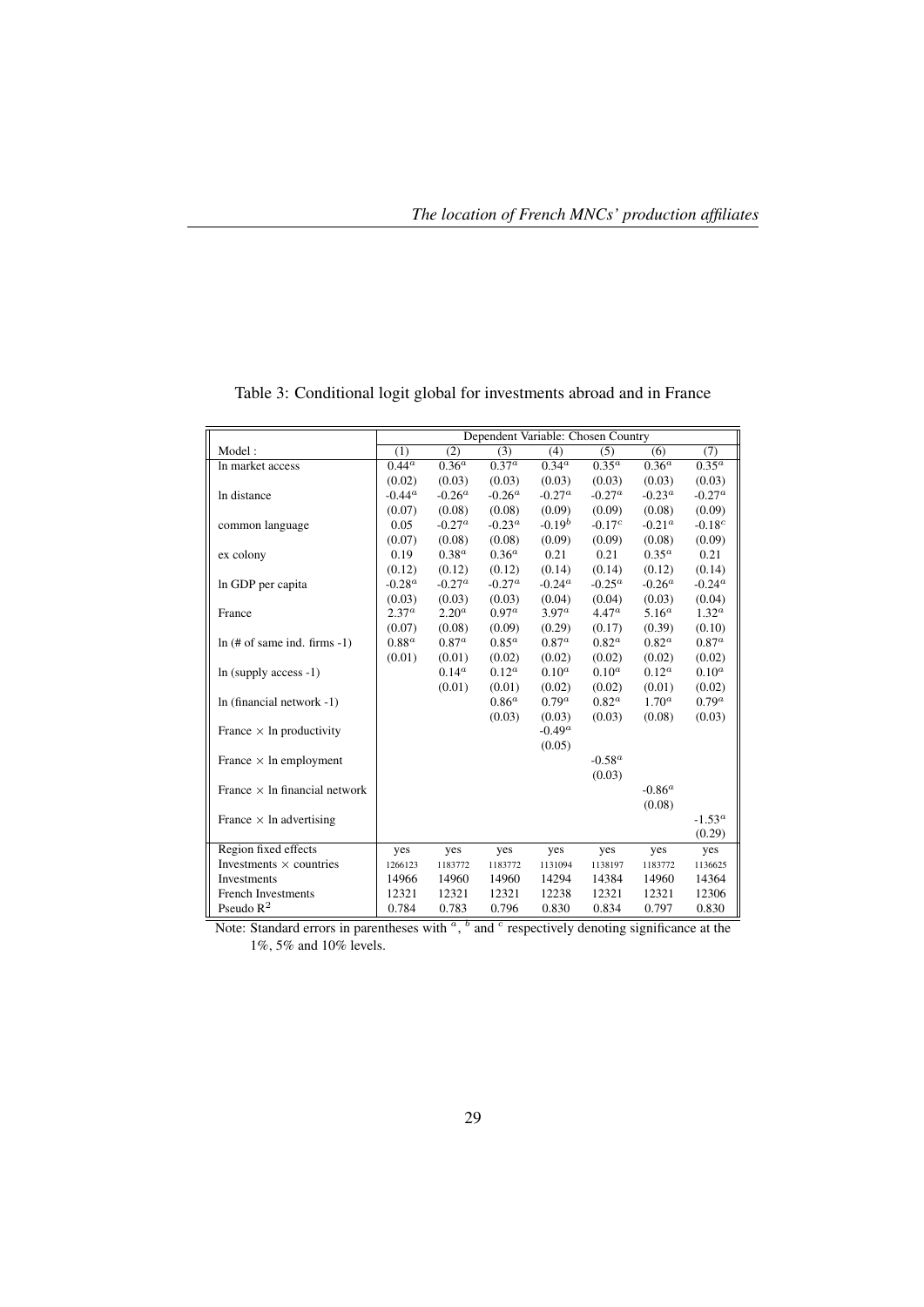Table 3: Conditional logit global for investments abroad and in France

| | Dependent Variable: Chosen Country | | | | | | |
|---|---|---|---|---|---|---|---|
| Model : | (1) | (2) | (3) | (4) | (5) | (6) | (7) |
| ln market access | $0.44^a$ | $0.36^a$ | $0.37^a$ | $0.34^a$ | $0.35^a$ | $0.36^a$ | $0.35^a$ |
| | (0.02) | (0.03) | (0.03) | (0.03) | (0.03) | (0.03) | (0.03) |
| ln distance | $-0.44^a$ | $-0.26^a$ | $-0.26^a$ | $-0.27^a$ | $-0.27^a$ | $-0.23^a$ | $-0.27^a$ |
| | (0.07) | (0.08) | (0.08) | (0.09) | (0.09) | (0.08) | (0.09) |
| common language | 0.05 | $-0.27^a$ | $-0.23^a$ | $-0.19^b$ | $-0.17^c$ | $-0.21^a$ | $-0.18^c$ |
| | (0.07) | (0.08) | (0.08) | (0.09) | (0.09) | (0.08) | (0.09) |
| ex colony | 0.19 | $0.38^a$ | $0.36^a$ | 0.21 | 0.21 | $0.35^a$ | 0.21 |
| | (0.12) | (0.12) | (0.12) | (0.14) | (0.14) | (0.12) | (0.14) |
| ln GDP per capita | $-0.28^a$ | $-0.27^a$ | $-0.27^a$ | $-0.24^a$ | $-0.25^a$ | $-0.26^a$ | $-0.24^a$ |
| | (0.03) | (0.03) | (0.03) | (0.04) | (0.04) | (0.03) | (0.04) |
| France | $2.37^a$ | $2.20^a$ | $0.97^a$ | $3.97^a$ | $4.47^a$ | $5.16^a$ | $1.32^a$ |
| | (0.07) | (0.08) | (0.09) | (0.29) | (0.17) | (0.39) | (0.10) |
| ln (# of same ind. firms -1) | $0.88^a$ | $0.87^a$ | $0.85^a$ | $0.87^a$ | $0.82^a$ | $0.82^a$ | $0.87^a$ |
| | (0.01) | (0.01) | (0.02) | (0.02) | (0.02) | (0.02) | (0.02) |
| ln (supply access -1) | | $0.14^a$ | $0.12^a$ | $0.10^a$ | $0.10^a$ | $0.12^a$ | $0.10^a$ |
| | | (0.01) | (0.01) | (0.02) | (0.02) | (0.01) | (0.02) |
| ln (financial network -1) | | | $0.86^a$ | $0.79^a$ | $0.82^a$ | $1.70^a$ | $0.79^a$ |
| | | | (0.03) | (0.03) | (0.03) | (0.08) | (0.03) |
| France × ln productivity | | | | $-0.49^a$ | | | |
| | | | | (0.05) | | | |
| France × ln employment | | | | | $-0.58^a$ | | |
| | | | | | (0.03) | | |
| France × ln financial network | | | | | | $-0.86^a$ | |
| | | | | | | (0.08) | |
| France × ln advertising | | | | | | | $-1.53^a$ |
| | | | | | | | (0.29) |
| Region fixed effects | yes | yes | yes | yes | yes | yes | yes |
| Investments × countries | 1266123 | 1183772 | 1183772 | 1131094 | 1138197 | 1183772 | 1136625 |
| Investments | 14966 | 14960 | 14960 | 14294 | 14384 | 14960 | 14364 |
| French Investments | 12321 | 12321 | 12321 | 12238 | 12321 | 12321 | 12306 |
| Pseudo $R^2$ | 0.784 | 0.783 | 0.796 | 0.830 | 0.834 | 0.797 | 0.830 |

Note: Standard errors in parentheses with $^a$, $^b$ and $^c$ respectively denoting significance at the 1%, 5% and 10% levels.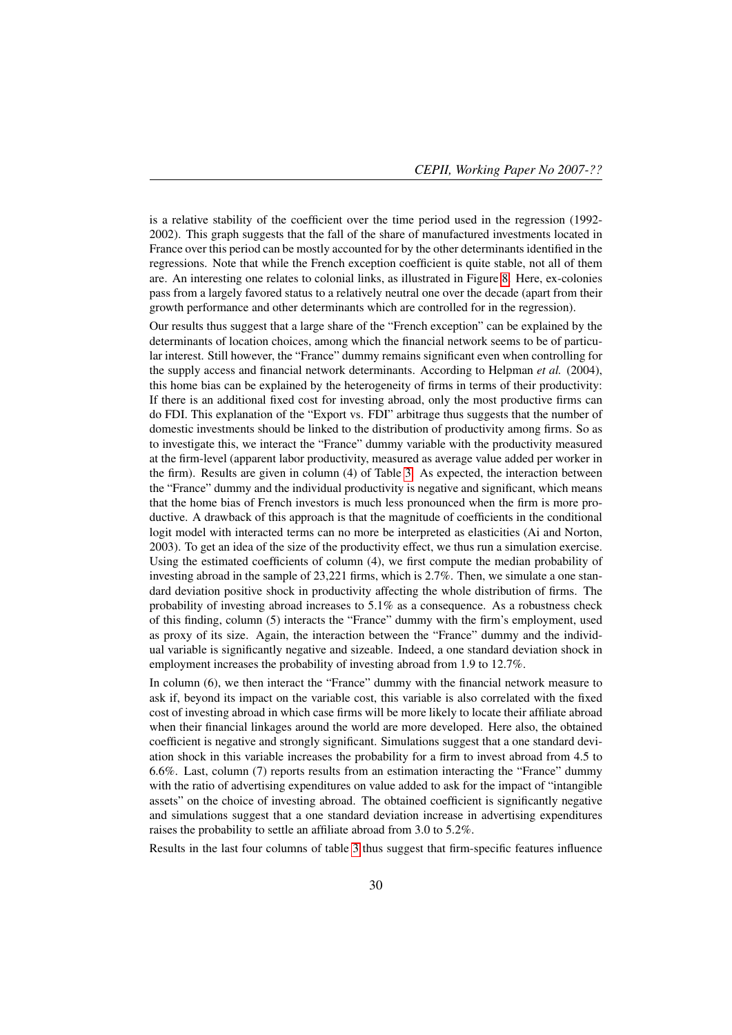is a relative stability of the coefficient over the time period used in the regression (1992-2002). This graph suggests that the fall of the share of manufactured investments located in France over this period can be mostly accounted for by the other determinants identified in the regressions. Note that while the French exception coefficient is quite stable, not all of them are. An interesting one relates to colonial links, as illustrated in Figure 8. Here, ex-colonies pass from a largely favored status to a relatively neutral one over the decade (apart from their growth performance and other determinants which are controlled for in the regression).

Our results thus suggest that a large share of the "French exception" can be explained by the determinants of location choices, among which the financial network seems to be of particular interest. Still however, the "France" dummy remains significant even when controlling for the supply access and financial network determinants. According to Helpman *et al.* (2004), this home bias can be explained by the heterogeneity of firms in terms of their productivity: If there is an additional fixed cost for investing abroad, only the most productive firms can do FDI. This explanation of the "Export vs. FDI" arbitrage thus suggests that the number of domestic investments should be linked to the distribution of productivity among firms. So as to investigate this, we interact the "France" dummy variable with the productivity measured at the firm-level (apparent labor productivity, measured as average value added per worker in the firm). Results are given in column (4) of Table 3. As expected, the interaction between the "France" dummy and the individual productivity is negative and significant, which means that the home bias of French investors is much less pronounced when the firm is more productive. A drawback of this approach is that the magnitude of coefficients in the conditional logit model with interacted terms can no more be interpreted as elasticities (Ai and Norton, 2003). To get an idea of the size of the productivity effect, we thus run a simulation exercise. Using the estimated coefficients of column (4), we first compute the median probability of investing abroad in the sample of 23,221 firms, which is 2.7%. Then, we simulate a one standard deviation positive shock in productivity affecting the whole distribution of firms. The probability of investing abroad increases to 5.1% as a consequence. As a robustness check of this finding, column (5) interacts the "France" dummy with the firm's employment, used as proxy of its size. Again, the interaction between the "France" dummy and the individual variable is significantly negative and sizeable. Indeed, a one standard deviation shock in employment increases the probability of investing abroad from 1.9 to 12.7%.

In column (6), we then interact the "France" dummy with the financial network measure to ask if, beyond its impact on the variable cost, this variable is also correlated with the fixed cost of investing abroad in which case firms will be more likely to locate their affiliate abroad when their financial linkages around the world are more developed. Here also, the obtained coefficient is negative and strongly significant. Simulations suggest that a one standard deviation shock in this variable increases the probability for a firm to invest abroad from 4.5 to 6.6%. Last, column (7) reports results from an estimation interacting the "France" dummy with the ratio of advertising expenditures on value added to ask for the impact of "intangible assets" on the choice of investing abroad. The obtained coefficient is significantly negative and simulations suggest that a one standard deviation increase in advertising expenditures raises the probability to settle an affiliate abroad from 3.0 to 5.2%.

Results in the last four columns of table 3 thus suggest that firm-specific features influence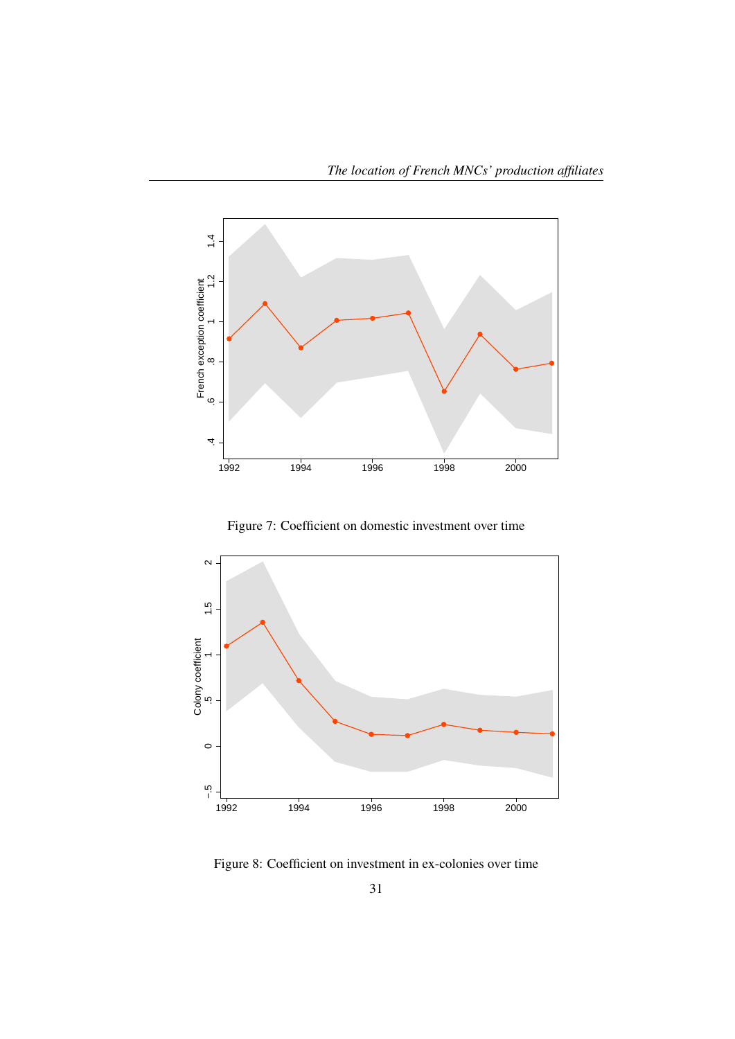Figure 7: Coefficient on domestic investment over time

Figure 8: Coefficient on investment in ex-colonies over time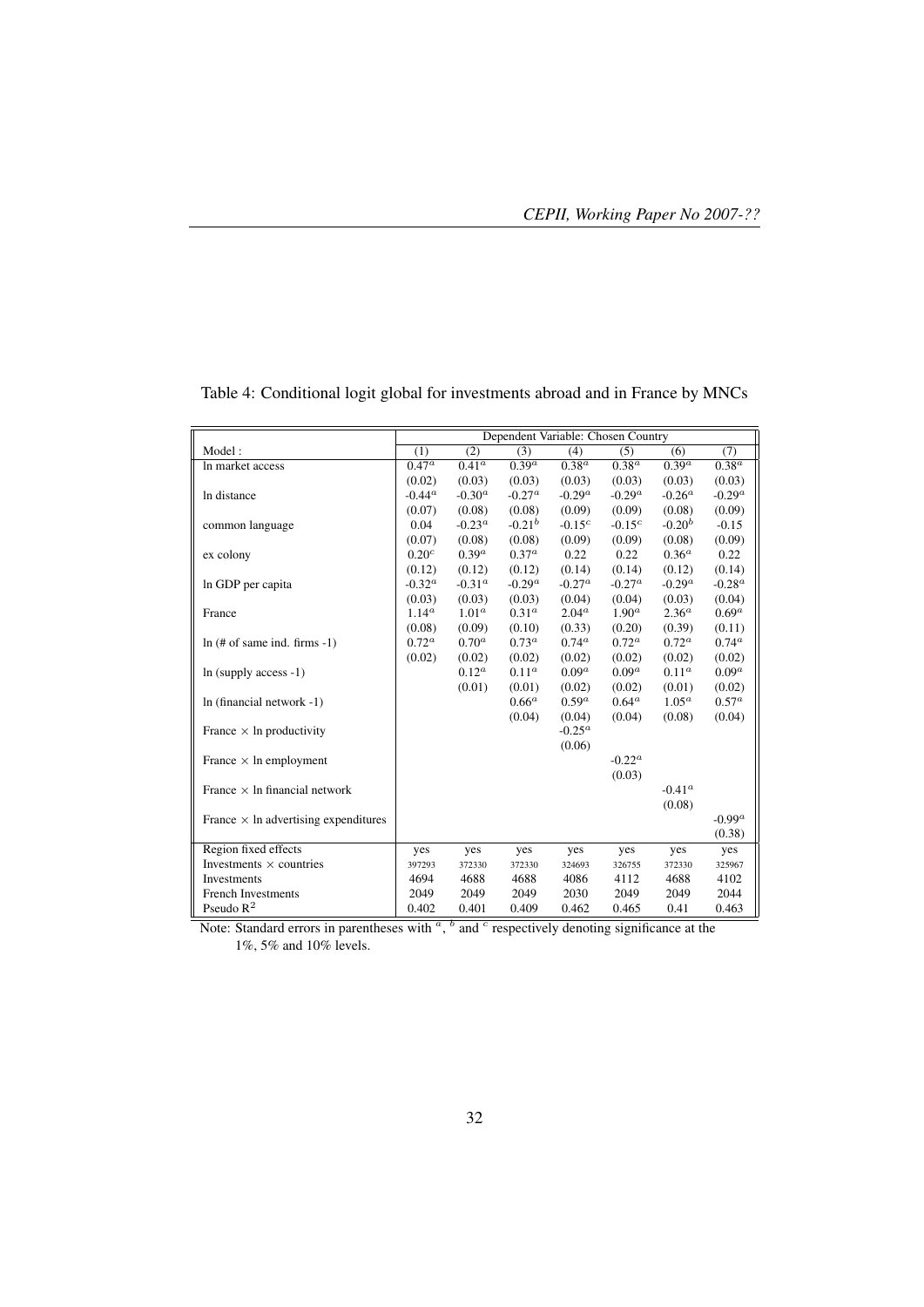Table 4: Conditional logit global for investments abroad and in France by MNCs

| | Dependent Variable: Chosen Country | | | | | | |
|---|---|---|---|---|---|---|---|
| Model : | (1) | (2) | (3) | (4) | (5) | (6) | (7) |
| ln market access | 0.47[a] | 0.41[a] | 0.39[a] | 0.38[a] | 0.38[a] | 0.39[a] | 0.38[a] |
| | (0.02) | (0.03) | (0.03) | (0.03) | (0.03) | (0.03) | (0.03) |
| ln distance | -0.44[a] | -0.30[a] | -0.27[a] | -0.29[a] | -0.29[a] | -0.26[a] | -0.29[a] |
| | (0.07) | (0.08) | (0.08) | (0.09) | (0.09) | (0.08) | (0.09) |
| common language | 0.04 | -0.23[a] | -0.21[b] | -0.15[c] | -0.15[c] | -0.20[b] | -0.15 |
| | (0.07) | (0.08) | (0.08) | (0.09) | (0.09) | (0.08) | (0.09) |
| ex colony | 0.20[c] | 0.39[a] | 0.37[a] | 0.22 | 0.22 | 0.36[a] | 0.22 |
| | (0.12) | (0.12) | (0.12) | (0.14) | (0.14) | (0.12) | (0.14) |
| ln GDP per capita | -0.32[a] | -0.31[a] | -0.29[a] | -0.27[a] | -0.27[a] | -0.29[a] | -0.28[a] |
| | (0.03) | (0.03) | (0.03) | (0.04) | (0.04) | (0.03) | (0.04) |
| France | 1.14[a] | 1.01[a] | 0.31[a] | 2.04[a] | 1.90[a] | 2.36[a] | 0.69[a] |
| | (0.08) | (0.09) | (0.10) | (0.33) | (0.20) | (0.39) | (0.11) |
| ln (# of same ind. firms -1) | 0.72[a] | 0.70[a] | 0.73[a] | 0.74[a] | 0.72[a] | 0.72[a] | 0.74[a] |
| | (0.02) | (0.02) | (0.02) | (0.02) | (0.02) | (0.02) | (0.02) |
| ln (supply access -1) | | 0.12[a] | 0.11[a] | 0.09[a] | 0.09[a] | 0.11[a] | 0.09[a] |
| | | (0.01) | (0.01) | (0.02) | (0.02) | (0.01) | (0.02) |
| ln (financial network -1) | | | 0.66[a] | 0.59[a] | 0.64[a] | 1.05[a] | 0.57[a] |
| | | | (0.04) | (0.04) | (0.04) | (0.08) | (0.04) |
| France × ln productivity | | | | -0.25[a] | | | |
| | | | | (0.06) | | | |
| France × ln employment | | | | | -0.22[a] | | |
| | | | | | (0.03) | | |
| France × ln financial network | | | | | | -0.41[a] | |
| | | | | | | (0.08) | |
| France × ln advertising expenditures | | | | | | | -0.99[a] |
| | | | | | | | (0.38) |
| Region fixed effects | yes | yes | yes | yes | yes | yes | yes |
| Investments × countries | 397293 | 372330 | 372330 | 324693 | 326755 | 372330 | 325967 |
| Investments | 4694 | 4688 | 4688 | 4086 | 4112 | 4688 | 4102 |
| French Investments | 2049 | 2049 | 2049 | 2030 | 2049 | 2049 | 2044 |
| Pseudo $R^2$ | 0.402 | 0.401 | 0.409 | 0.462 | 0.465 | 0.41 | 0.463 |

Note: Standard errors in parentheses with [a], [b] and [c] respectively denoting significance at the 1%, 5% and 10% levels.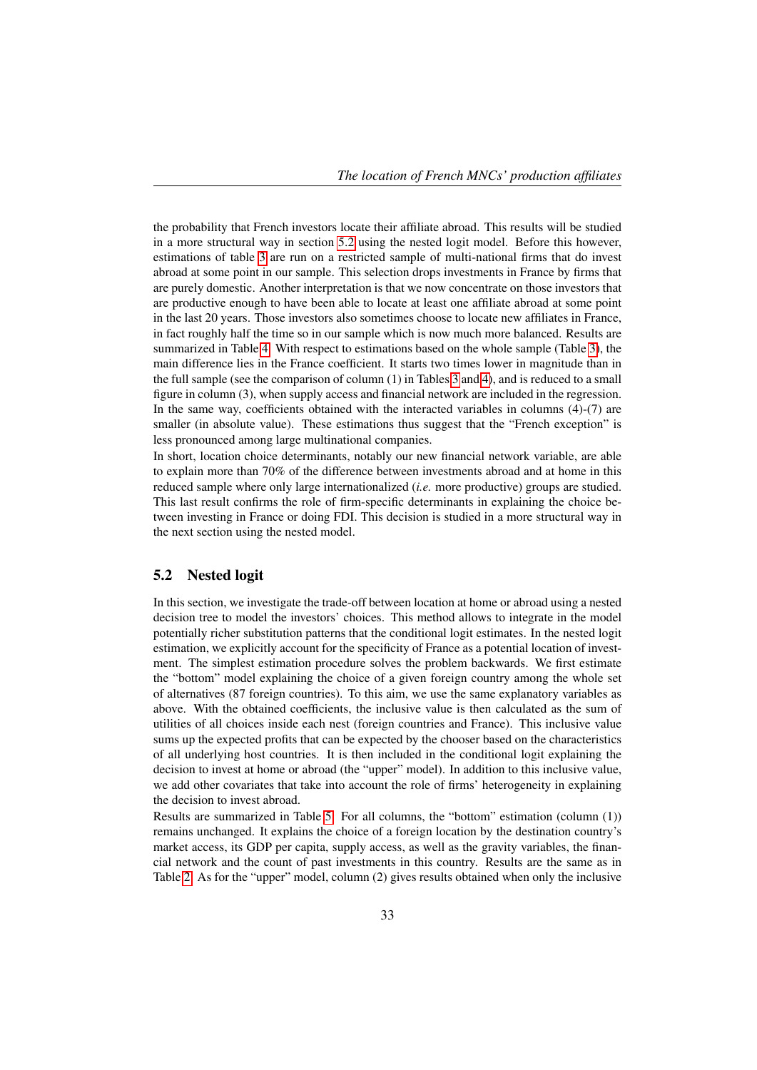the probability that French investors locate their affiliate abroad. This results will be studied in a more structural way in section 5.2 using the nested logit model. Before this however, estimations of table 3 are run on a restricted sample of multi-national firms that do invest abroad at some point in our sample. This selection drops investments in France by firms that are purely domestic. Another interpretation is that we now concentrate on those investors that are productive enough to have been able to locate at least one affiliate abroad at some point in the last 20 years. Those investors also sometimes choose to locate new affiliates in France, in fact roughly half the time so in our sample which is now much more balanced. Results are summarized in Table 4. With respect to estimations based on the whole sample (Table 3), the main difference lies in the France coefficient. It starts two times lower in magnitude than in the full sample (see the comparison of column (1) in Tables 3 and 4), and is reduced to a small figure in column (3), when supply access and financial network are included in the regression. In the same way, coefficients obtained with the interacted variables in columns (4)-(7) are smaller (in absolute value). These estimations thus suggest that the "French exception" is less pronounced among large multinational companies.

In short, location choice determinants, notably our new financial network variable, are able to explain more than 70% of the difference between investments abroad and at home in this reduced sample where only large internationalized (*i.e.* more productive) groups are studied. This last result confirms the role of firm-specific determinants in explaining the choice between investing in France or doing FDI. This decision is studied in a more structural way in the next section using the nested model.

## 5.2 Nested logit

In this section, we investigate the trade-off between location at home or abroad using a nested decision tree to model the investors' choices. This method allows to integrate in the model potentially richer substitution patterns that the conditional logit estimates. In the nested logit estimation, we explicitly account for the specificity of France as a potential location of investment. The simplest estimation procedure solves the problem backwards. We first estimate the "bottom" model explaining the choice of a given foreign country among the whole set of alternatives (87 foreign countries). To this aim, we use the same explanatory variables as above. With the obtained coefficients, the inclusive value is then calculated as the sum of utilities of all choices inside each nest (foreign countries and France). This inclusive value sums up the expected profits that can be expected by the chooser based on the characteristics of all underlying host countries. It is then included in the conditional logit explaining the decision to invest at home or abroad (the "upper" model). In addition to this inclusive value, we add other covariates that take into account the role of firms' heterogeneity in explaining the decision to invest abroad.

Results are summarized in Table 5. For all columns, the "bottom" estimation (column (1)) remains unchanged. It explains the choice of a foreign location by the destination country's market access, its GDP per capita, supply access, as well as the gravity variables, the financial network and the count of past investments in this country. Results are the same as in Table 2. As for the "upper" model, column (2) gives results obtained when only the inclusive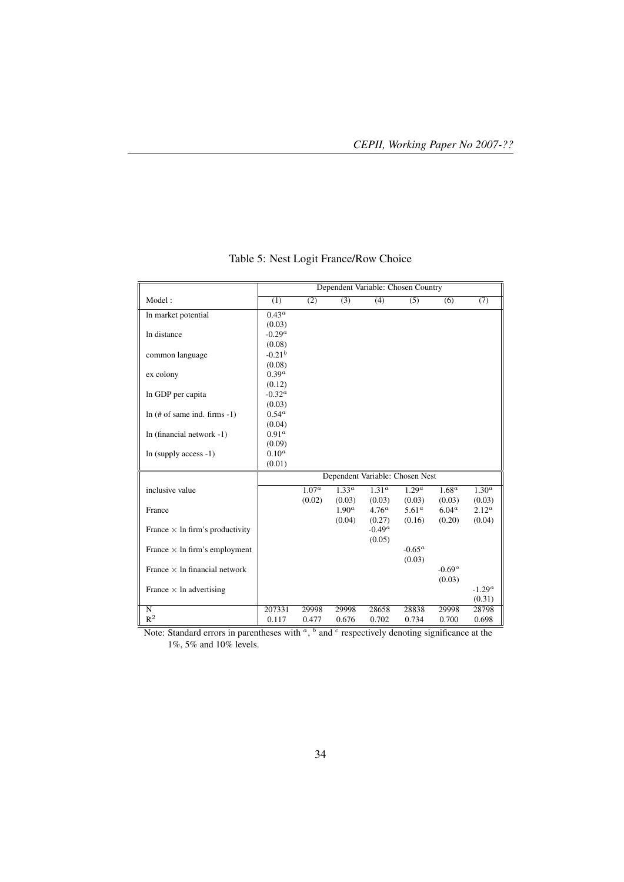Table 5: Nest Logit France/Row Choice

| | Dependent Variable: Chosen Country | | | | | | |
|---|---|---|---|---|---|---|---|
| Model : | (1) | (2) | (3) | (4) | (5) | (6) | (7) |
| ln market potential | $0.43^a$ | | | | | | |
| | (0.03) | | | | | | |
| ln distance | $-0.29^a$ | | | | | | |
| | (0.08) | | | | | | |
| common language | $-0.21^b$ | | | | | | |
| | (0.08) | | | | | | |
| ex colony | $0.39^a$ | | | | | | |
| | (0.12) | | | | | | |
| ln GDP per capita | $-0.32^a$ | | | | | | |
| | (0.03) | | | | | | |
| ln (# of same ind. firms -1) | $0.54^a$ | | | | | | |
| | (0.04) | | | | | | |
| ln (financial network -1) | $0.91^a$ | | | | | | |
| | (0.09) | | | | | | |
| ln (supply access -1) | $0.10^a$ | | | | | | |
| | (0.01) | | | | | | |
| | Dependent Variable: Chosen Nest | | | | | | |
| inclusive value | | $1.07^a$ | $1.33^a$ | $1.31^a$ | $1.29^a$ | $1.68^a$ | $1.30^a$ |
| | | (0.02) | (0.03) | (0.03) | (0.03) | (0.03) | (0.03) |
| France | | | $1.90^a$ | $4.76^a$ | $5.61^a$ | $6.04^a$ | $2.12^a$ |
| | | | (0.04) | (0.27) | (0.16) | (0.20) | (0.04) |
| France × ln firm's productivity | | | | $-0.49^a$ | | | |
| | | | | (0.05) | | | |
| France × ln firm's employment | | | | | $-0.65^a$ | | |
| | | | | | (0.03) | | |
| France × ln financial network | | | | | | $-0.69^a$ | |
| | | | | | | (0.03) | |
| France × ln advertising | | | | | | | $-1.29^a$ |
| | | | | | | | (0.31) |
| N | 207331 | 29998 | 29998 | 28658 | 28838 | 29998 | 28798 |
| $R^2$ | 0.117 | 0.477 | 0.676 | 0.702 | 0.734 | 0.700 | 0.698 |

Note: Standard errors in parentheses with $^a$, $^b$ and $^c$ respectively denoting significance at the 1%, 5% and 10% levels.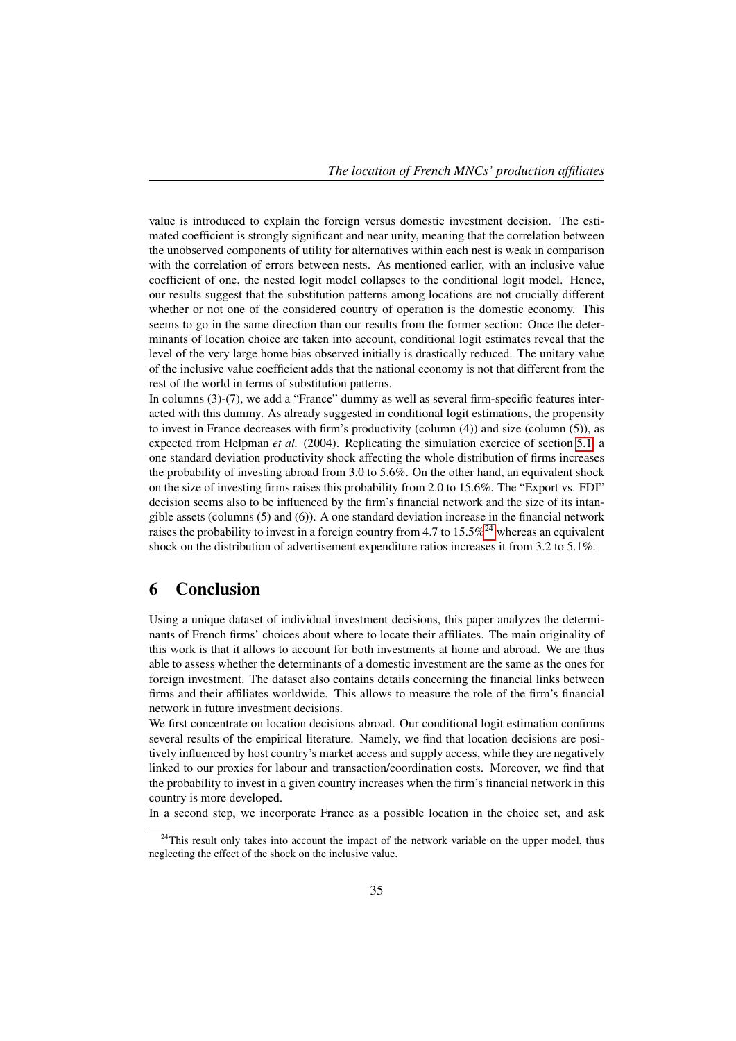value is introduced to explain the foreign versus domestic investment decision. The estimated coefficient is strongly significant and near unity, meaning that the correlation between the unobserved components of utility for alternatives within each nest is weak in comparison with the correlation of errors between nests. As mentioned earlier, with an inclusive value coefficient of one, the nested logit model collapses to the conditional logit model. Hence, our results suggest that the substitution patterns among locations are not crucially different whether or not one of the considered country of operation is the domestic economy. This seems to go in the same direction than our results from the former section: Once the determinants of location choice are taken into account, conditional logit estimates reveal that the level of the very large home bias observed initially is drastically reduced. The unitary value of the inclusive value coefficient adds that the national economy is not that different from the rest of the world in terms of substitution patterns.

In columns (3)-(7), we add a "France" dummy as well as several firm-specific features interacted with this dummy. As already suggested in conditional logit estimations, the propensity to invest in France decreases with firm's productivity (column (4)) and size (column (5)), as expected from Helpman *et al.* (2004). Replicating the simulation exercice of section 5.1, a one standard deviation productivity shock affecting the whole distribution of firms increases the probability of investing abroad from 3.0 to 5.6%. On the other hand, an equivalent shock on the size of investing firms raises this probability from 2.0 to 15.6%. The "Export vs. FDI" decision seems also to be influenced by the firm's financial network and the size of its intangible assets (columns (5) and (6)). A one standard deviation increase in the financial network raises the probability to invest in a foreign country from 4.7 to 15.5%[24] whereas an equivalent shock on the distribution of advertisement expenditure ratios increases it from 3.2 to 5.1%.

# 6 Conclusion

Using a unique dataset of individual investment decisions, this paper analyzes the determinants of French firms' choices about where to locate their affiliates. The main originality of this work is that it allows to account for both investments at home and abroad. We are thus able to assess whether the determinants of a domestic investment are the same as the ones for foreign investment. The dataset also contains details concerning the financial links between firms and their affiliates worldwide. This allows to measure the role of the firm's financial network in future investment decisions.

We first concentrate on location decisions abroad. Our conditional logit estimation confirms several results of the empirical literature. Namely, we find that location decisions are positively influenced by host country's market access and supply access, while they are negatively linked to our proxies for labour and transaction/coordination costs. Moreover, we find that the probability to invest in a given country increases when the firm's financial network in this country is more developed.

In a second step, we incorporate France as a possible location in the choice set, and ask

[24]This result only takes into account the impact of the network variable on the upper model, thus neglecting the effect of the shock on the inclusive value.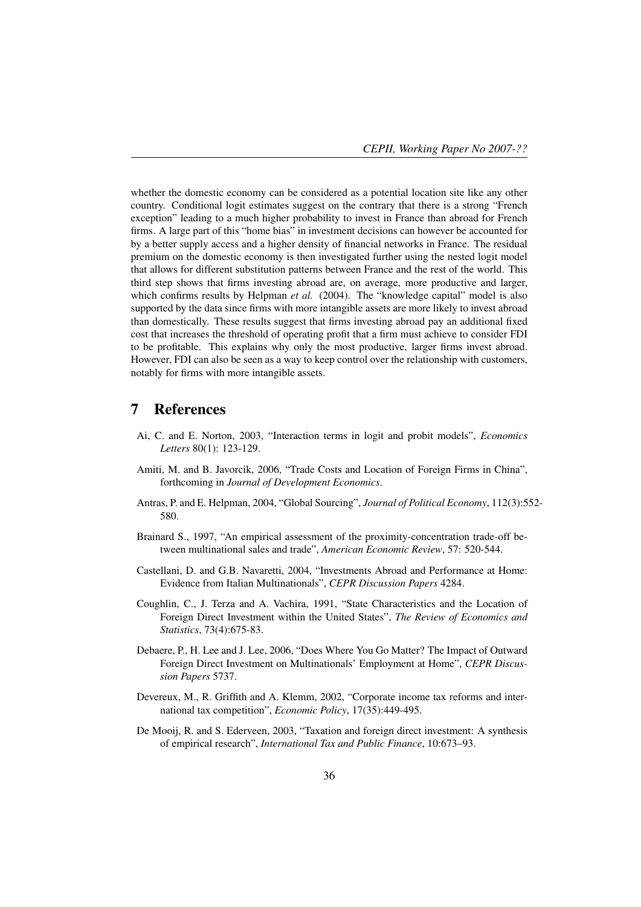whether the domestic economy can be considered as a potential location site like any other country. Conditional logit estimates suggest on the contrary that there is a strong "French exception" leading to a much higher probability to invest in France than abroad for French firms. A large part of this "home bias" in investment decisions can however be accounted for by a better supply access and a higher density of financial networks in France. The residual premium on the domestic economy is then investigated further using the nested logit model that allows for different substitution patterns between France and the rest of the world. This third step shows that firms investing abroad are, on average, more productive and larger, which confirms results by Helpman *et al.* (2004). The "knowledge capital" model is also supported by the data since firms with more intangible assets are more likely to invest abroad than domestically. These results suggest that firms investing abroad pay an additional fixed cost that increases the threshold of operating profit that a firm must achieve to consider FDI to be profitable. This explains why only the most productive, larger firms invest abroad. However, FDI can also be seen as a way to keep control over the relationship with customers, notably for firms with more intangible assets.

# 7 References

Ai, C. and E. Norton, 2003, "Interaction terms in logit and probit models", *Economics Letters* 80(1): 123-129.

Amiti, M. and B. Javorcik, 2006, "Trade Costs and Location of Foreign Firms in China", forthcoming in *Journal of Development Economics*.

Antras, P. and E. Helpman, 2004, "Global Sourcing", *Journal of Political Economy*, 112(3):552-580.

Brainard S., 1997, "An empirical assessment of the proximity-concentration trade-off between multinational sales and trade", *American Economic Review*, 57: 520-544.

Castellani, D. and G.B. Navaretti, 2004, "Investments Abroad and Performance at Home: Evidence from Italian Multinationals", *CEPR Discussion Papers* 4284.

Coughlin, C., J. Terza and A. Vachira, 1991, "State Characteristics and the Location of Foreign Direct Investment within the United States", *The Review of Economics and Statistics*, 73(4):675-83.

Debaere, P., H. Lee and J. Lee, 2006, "Does Where You Go Matter? The Impact of Outward Foreign Direct Investment on Multinationals' Employment at Home", *CEPR Discussion Papers* 5737.

Devereux, M., R. Griffith and A. Klemm, 2002, "Corporate income tax reforms and international tax competition", *Economic Policy*, 17(35):449-495.

De Mooij, R. and S. Ederveen, 2003, "Taxation and foreign direct investment: A synthesis of empirical research", *International Tax and Public Finance*, 10:673–93.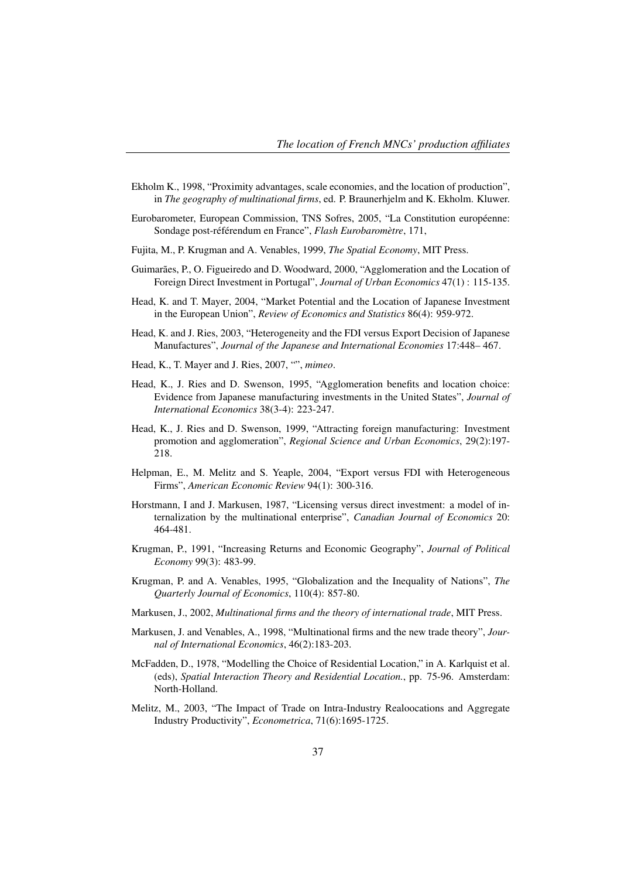Ekholm K., 1998, "Proximity advantages, scale economies, and the location of production", in *The geography of multinational firms*, ed. P. Braunerhjelm and K. Ekholm. Kluwer.

Eurobarometer, European Commission, TNS Sofres, 2005, "La Constitution européenne: Sondage post-référendum en France", *Flash Eurobaromètre*, 171,

Fujita, M., P. Krugman and A. Venables, 1999, *The Spatial Economy*, MIT Press.

Guimarães, P., O. Figueiredo and D. Woodward, 2000, "Agglomeration and the Location of Foreign Direct Investment in Portugal", *Journal of Urban Economics* 47(1) : 115-135.

Head, K. and T. Mayer, 2004, "Market Potential and the Location of Japanese Investment in the European Union", *Review of Economics and Statistics* 86(4): 959-972.

Head, K. and J. Ries, 2003, "Heterogeneity and the FDI versus Export Decision of Japanese Manufactures", *Journal of the Japanese and International Economies* 17:448– 467.

Head, K., T. Mayer and J. Ries, 2007, "", *mimeo*.

Head, K., J. Ries and D. Swenson, 1995, "Agglomeration benefits and location choice: Evidence from Japanese manufacturing investments in the United States", *Journal of International Economics* 38(3-4): 223-247.

Head, K., J. Ries and D. Swenson, 1999, "Attracting foreign manufacturing: Investment promotion and agglomeration", *Regional Science and Urban Economics*, 29(2):197-218.

Helpman, E., M. Melitz and S. Yeaple, 2004, "Export versus FDI with Heterogeneous Firms", *American Economic Review* 94(1): 300-316.

Horstmann, I and J. Markusen, 1987, "Licensing versus direct investment: a model of internalization by the multinational enterprise", *Canadian Journal of Economics* 20: 464-481.

Krugman, P., 1991, "Increasing Returns and Economic Geography", *Journal of Political Economy* 99(3): 483-99.

Krugman, P. and A. Venables, 1995, "Globalization and the Inequality of Nations", *The Quarterly Journal of Economics*, 110(4): 857-80.

Markusen, J., 2002, *Multinational firms and the theory of international trade*, MIT Press.

Markusen, J. and Venables, A., 1998, "Multinational firms and the new trade theory", *Journal of International Economics*, 46(2):183-203.

McFadden, D., 1978, "Modelling the Choice of Residential Location," in A. Karlquist et al. (eds), *Spatial Interaction Theory and Residential Location.*, pp. 75-96. Amsterdam: North-Holland.

Melitz, M., 2003, "The Impact of Trade on Intra-Industry Realoocations and Aggregate Industry Productivity", *Econometrica*, 71(6):1695-1725.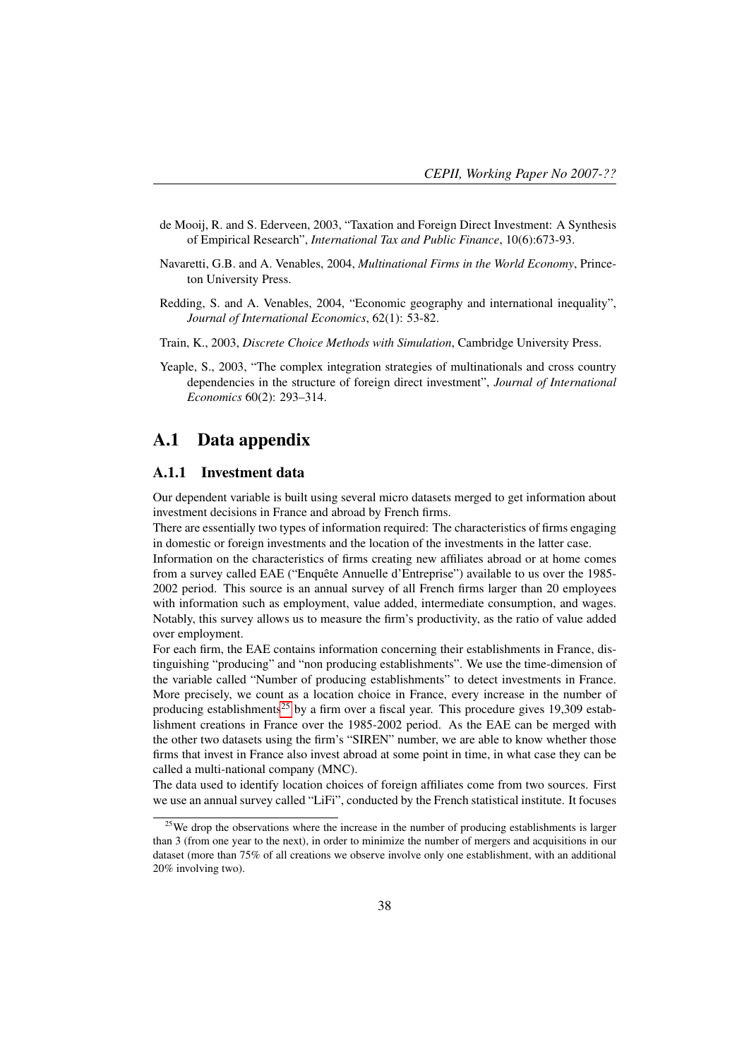de Mooij, R. and S. Ederveen, 2003, "Taxation and Foreign Direct Investment: A Synthesis of Empirical Research", *International Tax and Public Finance*, 10(6):673-93.

Navaretti, G.B. and A. Venables, 2004, *Multinational Firms in the World Economy*, Princeton University Press.

Redding, S. and A. Venables, 2004, "Economic geography and international inequality", *Journal of International Economics*, 62(1): 53-82.

Train, K., 2003, *Discrete Choice Methods with Simulation*, Cambridge University Press.

Yeaple, S., 2003, "The complex integration strategies of multinationals and cross country dependencies in the structure of foreign direct investment", *Journal of International Economics* 60(2): 293–314.

## A.1 Data appendix

### A.1.1 Investment data

Our dependent variable is built using several micro datasets merged to get information about investment decisions in France and abroad by French firms.

There are essentially two types of information required: The characteristics of firms engaging in domestic or foreign investments and the location of the investments in the latter case.

Information on the characteristics of firms creating new affiliates abroad or at home comes from a survey called EAE ("Enquête Annuelle d'Entreprise") available to us over the 1985-2002 period. This source is an annual survey of all French firms larger than 20 employees with information such as employment, value added, intermediate consumption, and wages. Notably, this survey allows us to measure the firm's productivity, as the ratio of value added over employment.

For each firm, the EAE contains information concerning their establishments in France, distinguishing "producing" and "non producing establishments". We use the time-dimension of the variable called "Number of producing establishments" to detect investments in France. More precisely, we count as a location choice in France, every increase in the number of producing establishments[25] by a firm over a fiscal year. This procedure gives 19,309 establishment creations in France over the 1985-2002 period. As the EAE can be merged with the other two datasets using the firm's "SIREN" number, we are able to know whether those firms that invest in France also invest abroad at some point in time, in what case they can be called a multi-national company (MNC).

The data used to identify location choices of foreign affiliates come from two sources. First we use an annual survey called "LiFi", conducted by the French statistical institute. It focuses

[25] We drop the observations where the increase in the number of producing establishments is larger than 3 (from one year to the next), in order to minimize the number of mergers and acquisitions in our dataset (more than 75% of all creations we observe involve only one establishment, with an additional 20% involving two).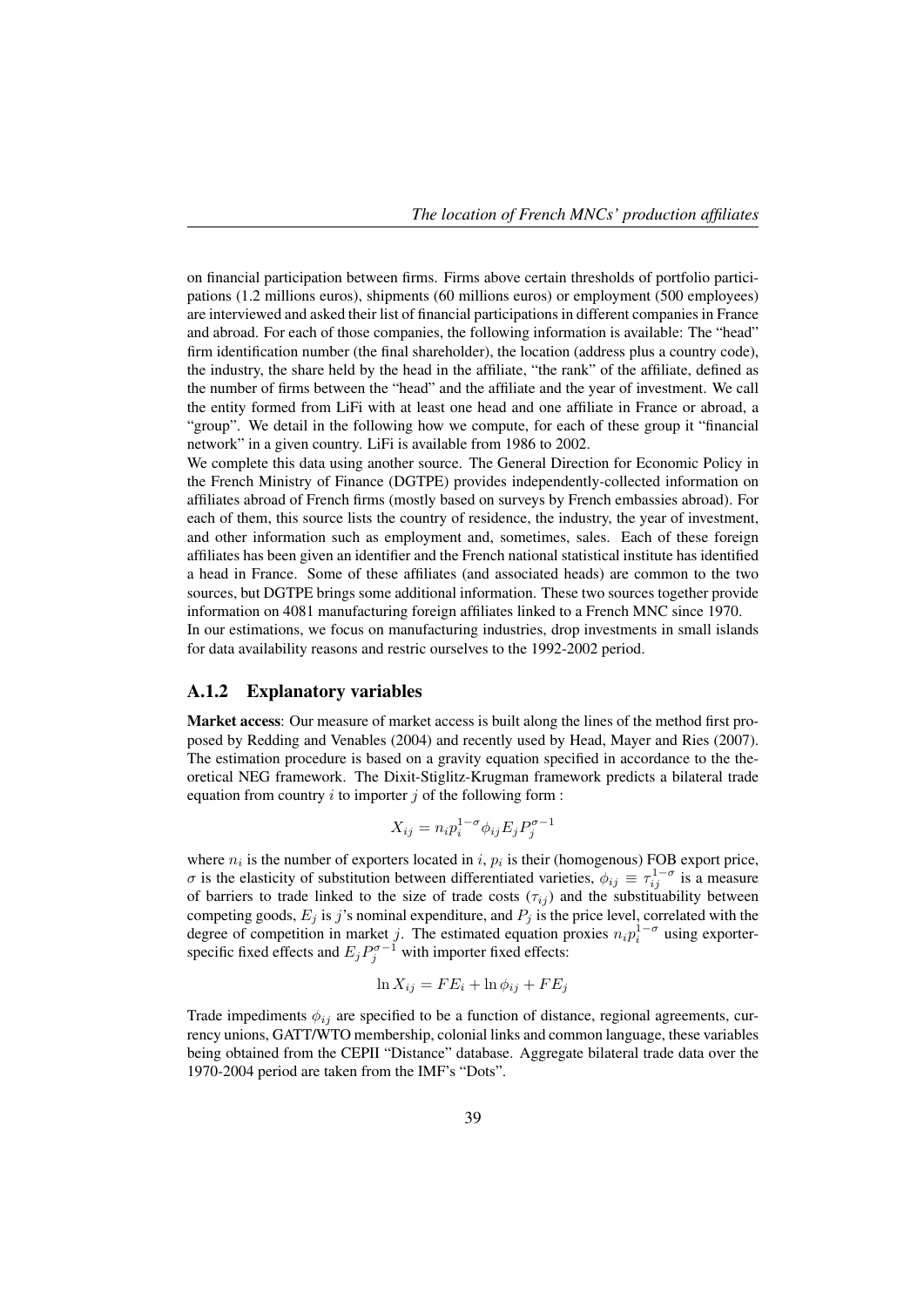on financial participation between firms. Firms above certain thresholds of portfolio participations (1.2 millions euros), shipments (60 millions euros) or employment (500 employees) are interviewed and asked their list of financial participations in different companies in France and abroad. For each of those companies, the following information is available: The "head" firm identification number (the final shareholder), the location (address plus a country code), the industry, the share held by the head in the affiliate, "the rank" of the affiliate, defined as the number of firms between the "head" and the affiliate and the year of investment. We call the entity formed from LiFi with at least one head and one affiliate in France or abroad, a "group". We detail in the following how we compute, for each of these group it "financial network" in a given country. LiFi is available from 1986 to 2002.

We complete this data using another source. The General Direction for Economic Policy in the French Ministry of Finance (DGTPE) provides independently-collected information on affiliates abroad of French firms (mostly based on surveys by French embassies abroad). For each of them, this source lists the country of residence, the industry, the year of investment, and other information such as employment and, sometimes, sales. Each of these foreign affiliates has been given an identifier and the French national statistical institute has identified a head in France. Some of these affiliates (and associated heads) are common to the two sources, but DGTPE brings some additional information. These two sources together provide information on 4081 manufacturing foreign affiliates linked to a French MNC since 1970.

In our estimations, we focus on manufacturing industries, drop investments in small islands for data availability reasons and restric ourselves to the 1992-2002 period.

### A.1.2 Explanatory variables

**Market access**: Our measure of market access is built along the lines of the method first proposed by Redding and Venables (2004) and recently used by Head, Mayer and Ries (2007). The estimation procedure is based on a gravity equation specified in accordance to the theoretical NEG framework. The Dixit-Stiglitz-Krugman framework predicts a bilateral trade equation from country $i$ to importer $j$ of the following form :

$$X_{ij} = n_i p_i^{1-\sigma} \phi_{ij} E_j P_j^{\sigma-1}$$

where $n_i$ is the number of exporters located in $i$, $p_i$ is their (homogenous) FOB export price, $\sigma$ is the elasticity of substitution between differentiated varieties, $\phi_{ij} \equiv \tau_{ij}^{1-\sigma}$ is a measure of barriers to trade linked to the size of trade costs ($\tau_{ij}$) and the substituability between competing goods, $E_j$ is $j$'s nominal expenditure, and $P_j$ is the price level, correlated with the degree of competition in market $j$. The estimated equation proxies $n_i p_i^{1-\sigma}$ using exporter-specific fixed effects and $E_j P_j^{\sigma-1}$ with importer fixed effects:

$$\ln X_{ij} = FE_i + \ln \phi_{ij} + FE_j$$

Trade impediments $\phi_{ij}$ are specified to be a function of distance, regional agreements, currency unions, GATT/WTO membership, colonial links and common language, these variables being obtained from the CEPII "Distance" database. Aggregate bilateral trade data over the 1970-2004 period are taken from the IMF's "Dots".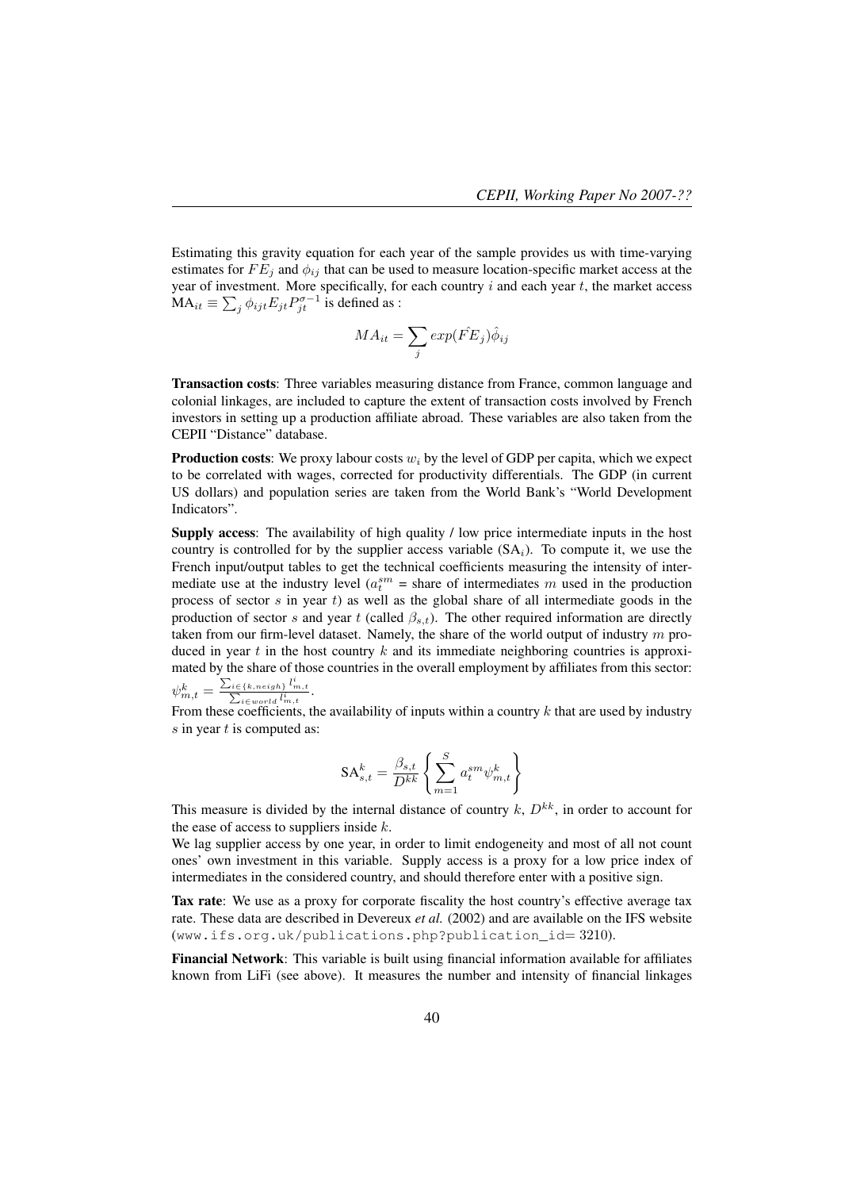Estimating this gravity equation for each year of the sample provides us with time-varying estimates for $FE_j$ and $\phi_{ij}$ that can be used to measure location-specific market access at the year of investment. More specifically, for each country $i$ and each year $t$, the market access $\text{MA}_{it} \equiv \sum_j \phi_{ijt} E_{jt} P_{jt}^{\sigma-1}$ is defined as :

$$MA_{it} = \sum_j exp(\hat{FE}_j)\hat{\phi}_{ij}$$

**Transaction costs**: Three variables measuring distance from France, common language and colonial linkages, are included to capture the extent of transaction costs involved by French investors in setting up a production affiliate abroad. These variables are also taken from the CEPII "Distance" database.

**Production costs**: We proxy labour costs $w_i$ by the level of GDP per capita, which we expect to be correlated with wages, corrected for productivity differentials. The GDP (in current US dollars) and population series are taken from the World Bank's "World Development Indicators".

**Supply access**: The availability of high quality / low price intermediate inputs in the host country is controlled for by the supplier access variable ($\text{SA}_i$). To compute it, we use the French input/output tables to get the technical coefficients measuring the intensity of intermediate use at the industry level ($a_t^{sm}$ = share of intermediates $m$ used in the production process of sector $s$ in year $t$) as well as the global share of all intermediate goods in the production of sector $s$ and year $t$ (called $\beta_{s,t}$). The other required information are directly taken from our firm-level dataset. Namely, the share of the world output of industry $m$ produced in year $t$ in the host country $k$ and its immediate neighboring countries is approximated by the share of those countries in the overall employment by affiliates from this sector: $\psi_{m,t}^k = \frac{\sum_{i \in \{k, neigh\}} l_{m,t}^i}{\sum_{i \in world} l_{m,t}^i}$.

From these coefficients, the availability of inputs within a country $k$ that are used by industry $s$ in year $t$ is computed as:

$$\text{SA}_{s,t}^k = \frac{\beta_{s,t}}{D^{kk}} \left\{ \sum_{m=1}^{S} a_t^{sm} \psi_{m,t}^k \right\}$$

This measure is divided by the internal distance of country $k$, $D^{kk}$, in order to account for the ease of access to suppliers inside $k$.

We lag supplier access by one year, in order to limit endogeneity and most of all not count ones' own investment in this variable. Supply access is a proxy for a low price index of intermediates in the considered country, and should therefore enter with a positive sign.

**Tax rate**: We use as a proxy for corporate fiscality the host country's effective average tax rate. These data are described in Devereux *et al.* (2002) and are available on the IFS website (www.ifs.org.uk/publications.php?publication_id= 3210).

**Financial Network**: This variable is built using financial information available for affiliates known from LiFi (see above). It measures the number and intensity of financial linkages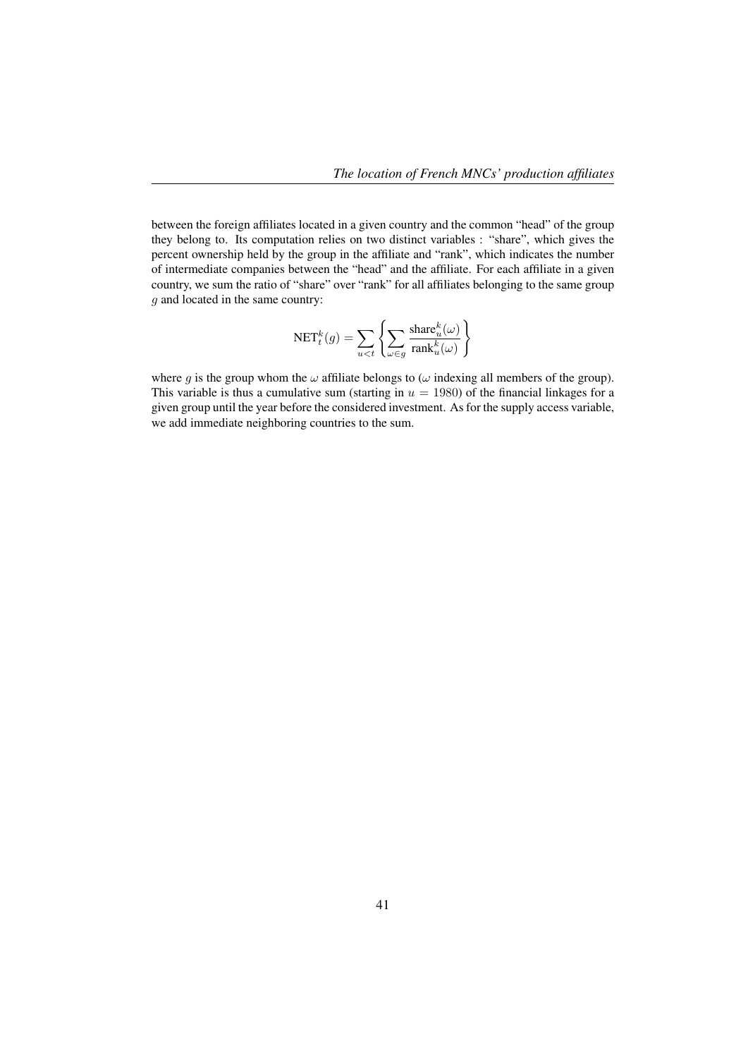between the foreign affiliates located in a given country and the common "head" of the group they belong to. Its computation relies on two distinct variables : "share", which gives the percent ownership held by the group in the affiliate and "rank", which indicates the number of intermediate companies between the "head" and the affiliate. For each affiliate in a given country, we sum the ratio of "share" over "rank" for all affiliates belonging to the same group $g$ and located in the same country:

$$\text{NET}_t^k(g) = \sum_{u<t} \left\{ \sum_{\omega \in g} \frac{\text{share}_u^k(\omega)}{\text{rank}_u^k(\omega)} \right\}$$

where $g$ is the group whom the $\omega$ affiliate belongs to ($\omega$ indexing all members of the group). This variable is thus a cumulative sum (starting in $u = 1980$) of the financial linkages for a given group until the year before the considered investment. As for the supply access variable, we add immediate neighboring countries to the sum.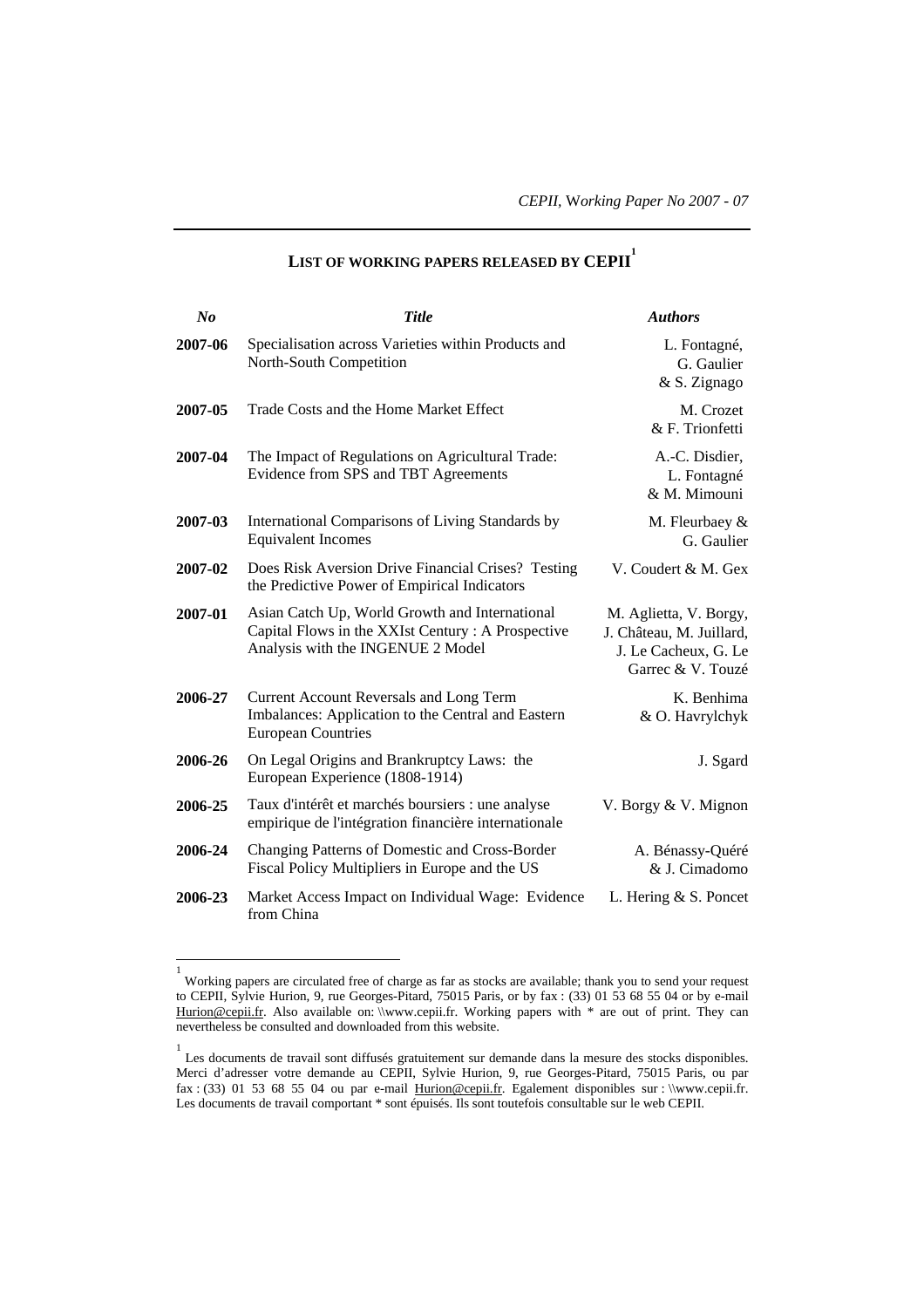## List of working papers released by CEPII[1]

| *No* | *Title* | *Authors* |
|---|---|---|
| **2007-06** | Specialisation across Varieties within Products and North-South Competition | L. Fontagné, G. Gaulier & S. Zignago |
| **2007-05** | Trade Costs and the Home Market Effect | M. Crozet & F. Trionfetti |
| **2007-04** | The Impact of Regulations on Agricultural Trade: Evidence from SPS and TBT Agreements | A.-C. Disdier, L. Fontagné & M. Mimouni |
| **2007-03** | International Comparisons of Living Standards by Equivalent Incomes | M. Fleurbaey & G. Gaulier |
| **2007-02** | Does Risk Aversion Drive Financial Crises? Testing the Predictive Power of Empirical Indicators | V. Coudert & M. Gex |
| **2007-01** | Asian Catch Up, World Growth and International Capital Flows in the XXIst Century : A Prospective Analysis with the INGENUE 2 Model | M. Aglietta, V. Borgy, J. Château, M. Juillard, J. Le Cacheux, G. Le Garrec & V. Touzé |
| **2006-27** | Current Account Reversals and Long Term Imbalances: Application to the Central and Eastern European Countries | K. Benhima & O. Havrylchyk |
| **2006-26** | On Legal Origins and Bankruptcy Laws: the European Experience (1808-1914) | J. Sgard |
| **2006-25** | Taux d'intérêt et marchés boursiers : une analyse empirique de l'intégration financière internationale | V. Borgy & V. Mignon |
| **2006-24** | Changing Patterns of Domestic and Cross-Border Fiscal Policy Multipliers in Europe and the US | A. Bénassy-Quéré & J. Cimadomo |
| **2006-23** | Market Access Impact on Individual Wage: Evidence from China | L. Hering & S. Poncet |

[1] Working papers are circulated free of charge as far as stocks are available; thank you to send your request to CEPII, Sylvie Hurion, 9, rue Georges-Pitard, 75015 Paris, or by fax : (33) 01 53 68 55 04 or by e-mail Hurion@cepii.fr. Also available on: \\www.cepii.fr. Working papers with * are out of print. They can nevertheless be consulted and downloaded from this website.

[1] Les documents de travail sont diffusés gratuitement sur demande dans la mesure des stocks disponibles. Merci d'adresser votre demande au CEPII, Sylvie Hurion, 9, rue Georges-Pitard, 75015 Paris, ou par fax : (33) 01 53 68 55 04 ou par e-mail Hurion@cepii.fr. Egalement disponibles sur : \\www.cepii.fr. Les documents de travail comportant * sont épuisés. Ils sont toutefois consultable sur le web CEPII.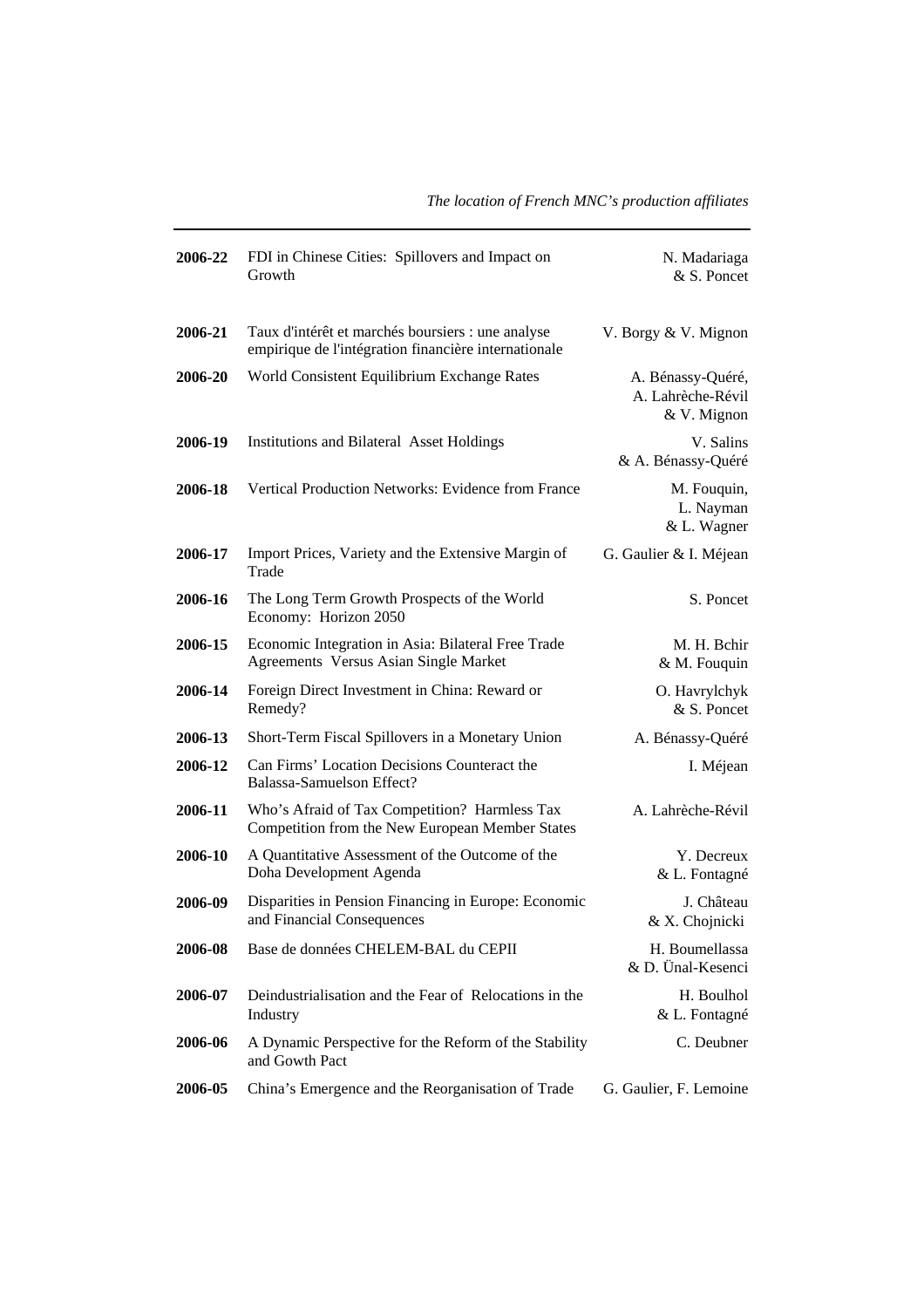| | | |
|---|---|---|
| **2006-22** | FDI in Chinese Cities: Spillovers and Impact on Growth | N. Madariaga & S. Poncet |
| **2006-21** | Taux d'intérêt et marchés boursiers : une analyse empirique de l'intégration financière internationale | V. Borgy & V. Mignon |
| **2006-20** | World Consistent Equilibrium Exchange Rates | A. Bénassy-Quéré, A. Lahrèche-Révil & V. Mignon |
| **2006-19** | Institutions and Bilateral Asset Holdings | V. Salins & A. Bénassy-Quéré |
| **2006-18** | Vertical Production Networks: Evidence from France | M. Fouquin, L. Nayman & L. Wagner |
| **2006-17** | Import Prices, Variety and the Extensive Margin of Trade | G. Gaulier & I. Méjean |
| **2006-16** | The Long Term Growth Prospects of the World Economy: Horizon 2050 | S. Poncet |
| **2006-15** | Economic Integration in Asia: Bilateral Free Trade Agreements Versus Asian Single Market | M. H. Bchir & M. Fouquin |
| **2006-14** | Foreign Direct Investment in China: Reward or Remedy? | O. Havrylchyk & S. Poncet |
| **2006-13** | Short-Term Fiscal Spillovers in a Monetary Union | A. Bénassy-Quéré |
| **2006-12** | Can Firms' Location Decisions Counteract the Balassa-Samuelson Effect? | I. Méjean |
| **2006-11** | Who's Afraid of Tax Competition? Harmless Tax Competition from the New European Member States | A. Lahrèche-Révil |
| **2006-10** | A Quantitative Assessment of the Outcome of the Doha Development Agenda | Y. Decreux & L. Fontagné |
| **2006-09** | Disparities in Pension Financing in Europe: Economic and Financial Consequences | J. Château & X. Chojnicki |
| **2006-08** | Base de données CHELEM-BAL du CEPII | H. Boumellassa & D. Ünal-Kesenci |
| **2006-07** | Deindustrialisation and the Fear of Relocations in the Industry | H. Boulhol & L. Fontagné |
| **2006-06** | A Dynamic Perspective for the Reform of the Stability and Gowth Pact | C. Deubner |
| **2006-05** | China's Emergence and the Reorganisation of Trade | G. Gaulier, F. Lemoine |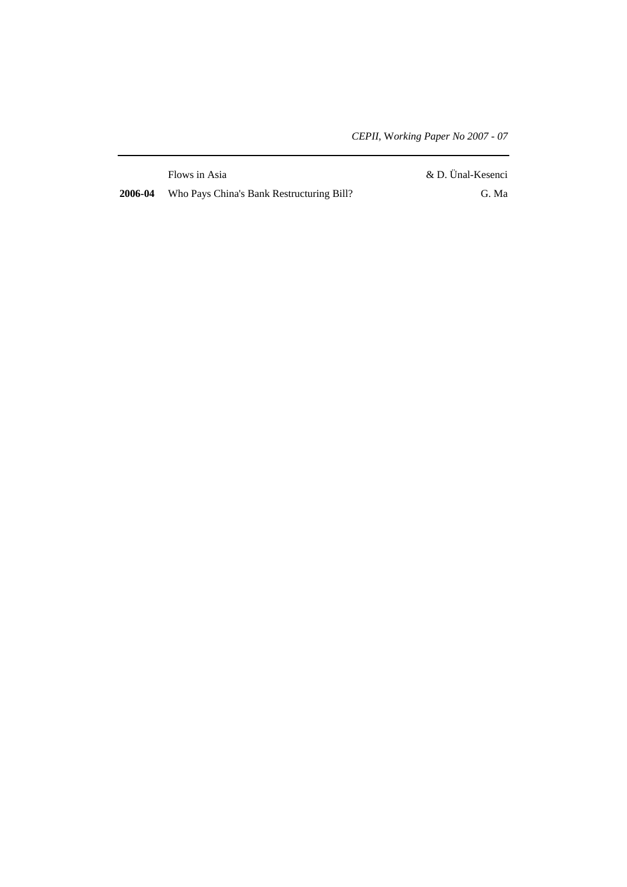| | | |
|---|---|---|
| | Flows in Asia | & D. Ünal-Kesenci |
| **2006-04** | Who Pays China's Bank Restructuring Bill? | G. Ma |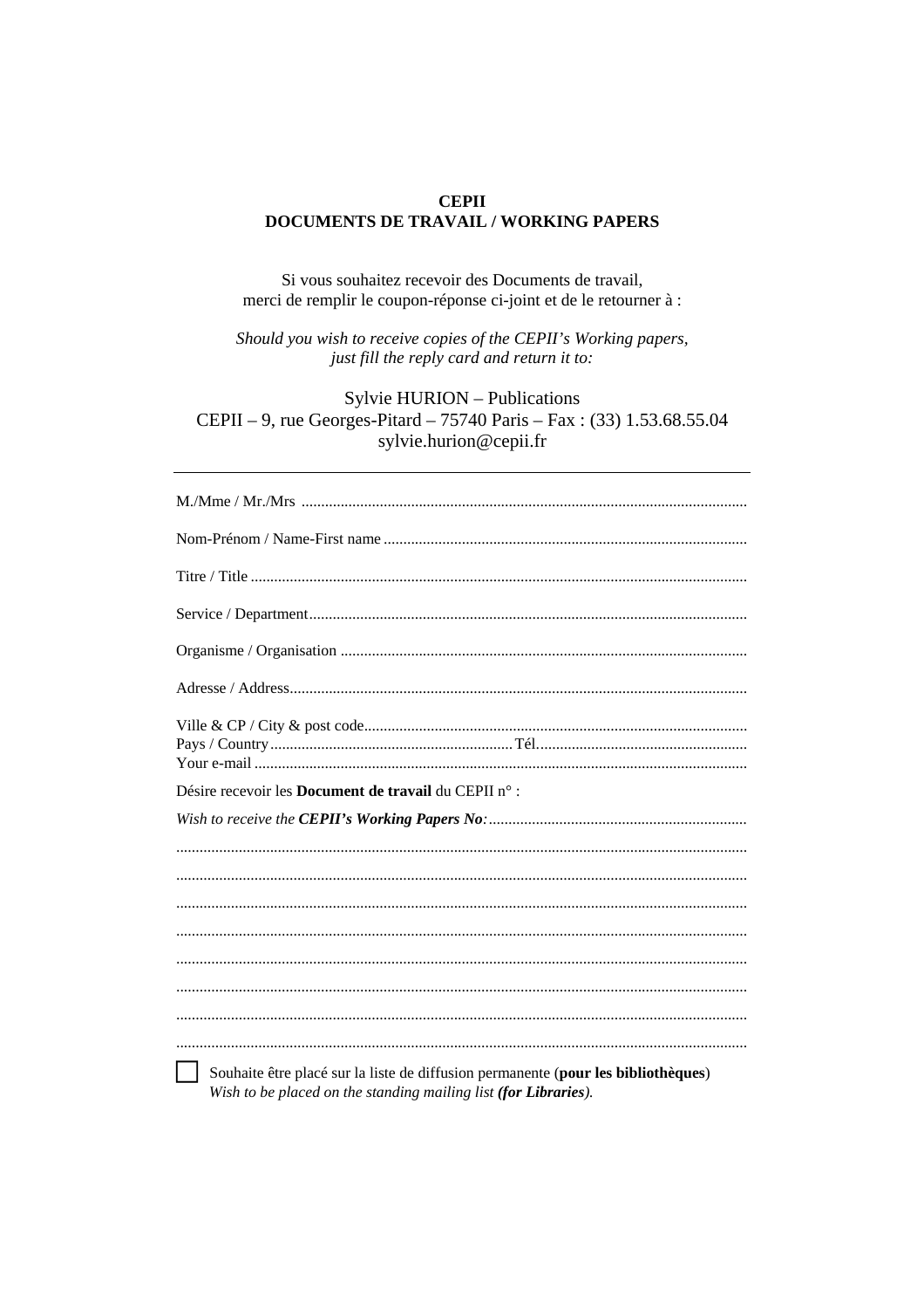**CEPII**
**DOCUMENTS DE TRAVAIL / WORKING PAPERS**

Si vous souhaitez recevoir des Documents de travail,
merci de remplir le coupon-réponse ci-joint et de le retourner à :

*Should you wish to receive copies of the CEPII's Working papers,*
*just fill the reply card and return it to:*

Sylvie HURION – Publications
CEPII – 9, rue Georges-Pitard – 75740 Paris – Fax : (33) 1.53.68.55.04
sylvie.hurion@cepii.fr

---

M./Mme / Mr./Mrs ..........................................................................................................

Nom-Prénom / Name-First name ..........................................................................................

Titre / Title .........................................................................................................................

Service / Department.............................................................................................................

Organisme / Organisation ......................................................................................................

Adresse / Address..................................................................................................................

Ville & CP / City & post code.................................................................................................
Pays / Country.............................................................Tél.....................................................
Your e-mail ..........................................................................................................................

Désire recevoir les **Document de travail** du CEPII n° :

*Wish to receive the **CEPII's Working Papers No:***.................................................................

..........................................................................................................................................

..........................................................................................................................................

..........................................................................................................................................

..........................................................................................................................................

..........................................................................................................................................

..........................................................................................................................................

..........................................................................................................................................

..........................................................................................................................................

☐ Souhaite être placé sur la liste de diffusion permanente (**pour les bibliothèques**)
*Wish to be placed on the standing mailing list **(for Libraries)**.*